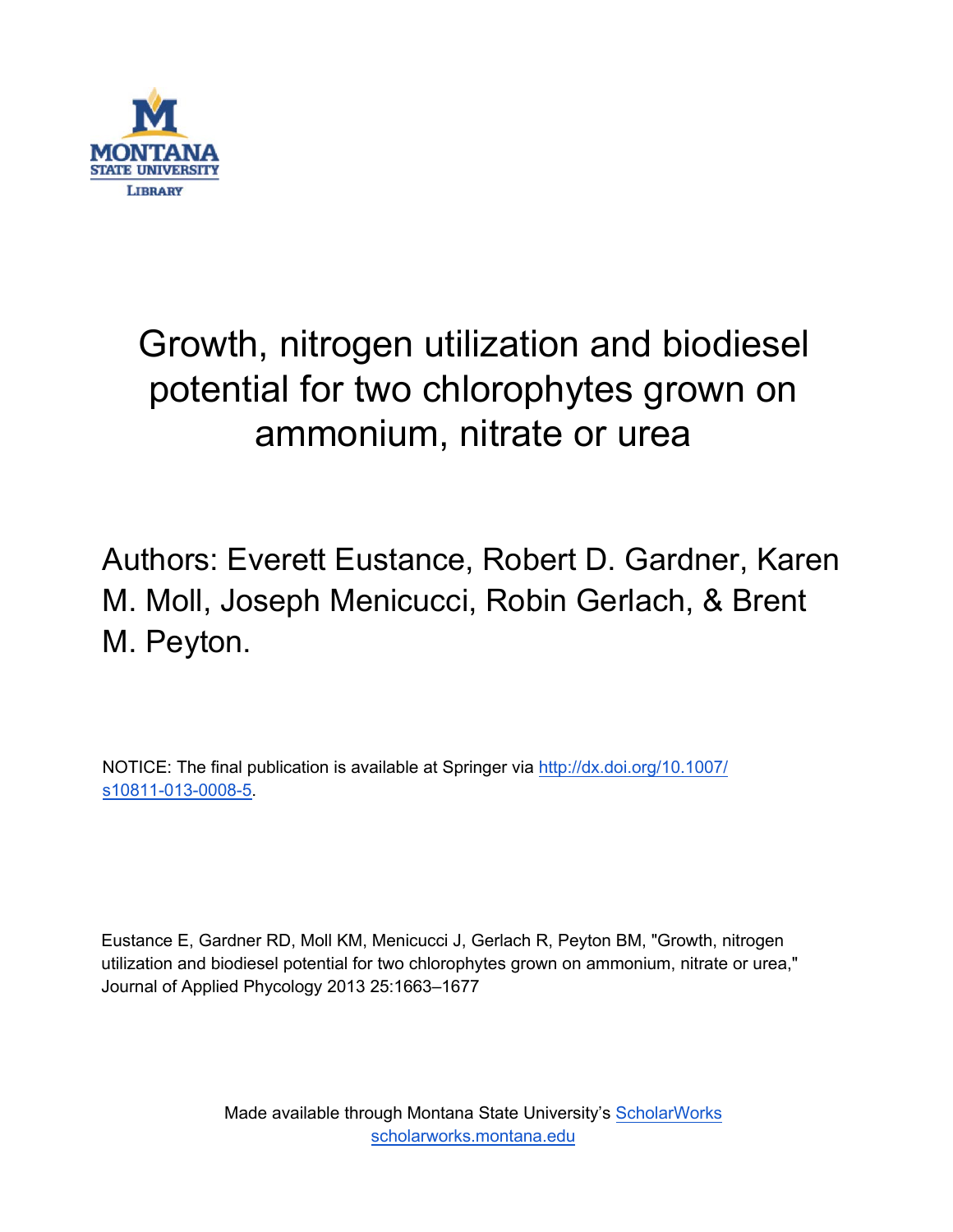MONTANA STATE UNIVERSITY LIBRARY

# Growth, nitrogen utilization and biodiesel potential for two chlorophytes grown on ammonium, nitrate or urea

Authors: Everett Eustance, Robert D. Gardner, Karen M. Moll, Joseph Menicucci, Robin Gerlach, & Brent M. Peyton.

NOTICE: The final publication is available at Springer via http://dx.doi.org/10.1007/s10811-013-0008-5.

Eustance E, Gardner RD, Moll KM, Menicucci J, Gerlach R, Peyton BM, "Growth, nitrogen utilization and biodiesel potential for two chlorophytes grown on ammonium, nitrate or urea," Journal of Applied Phycology 2013 25:1663–1677

Made available through Montana State University's ScholarWorks
scholarworks.montana.edu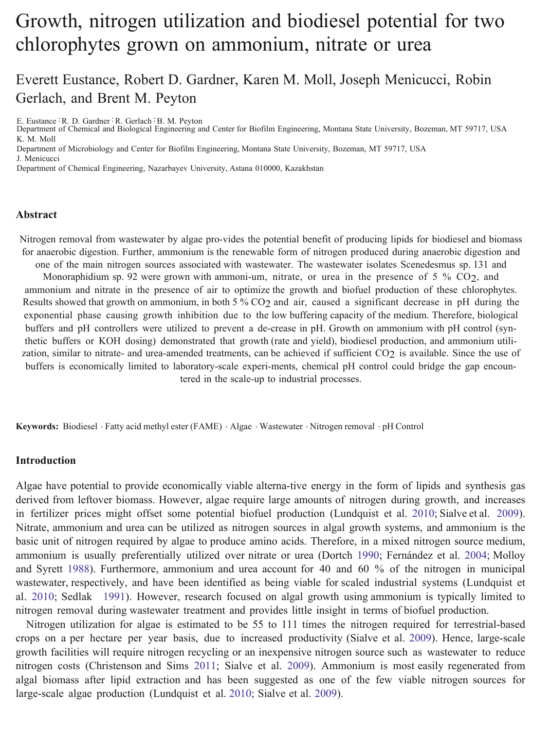# Growth, nitrogen utilization and biodiesel potential for two chlorophytes grown on ammonium, nitrate or urea

Everett Eustance, Robert D. Gardner, Karen M. Moll, Joseph Menicucci, Robin Gerlach, and Brent M. Peyton

E. Eustance · R. D. Gardner · R. Gerlach · B. M. Peyton
Department of Chemical and Biological Engineering and Center for Biofilm Engineering, Montana State University, Bozeman, MT 59717, USA

K. M. Moll
Department of Microbiology and Center for Biofilm Engineering, Montana State University, Bozeman, MT 59717, USA

J. Menicucci
Department of Chemical Engineering, Nazarbayev University, Astana 010000, Kazakhstan

## Abstract

Nitrogen removal from wastewater by algae pro-vides the potential benefit of producing lipids for biodiesel and biomass for anaerobic digestion. Further, ammonium is the renewable form of nitrogen produced during anaerobic digestion and one of the main nitrogen sources associated with wastewater. The wastewater isolates Scenedesmus sp. 131 and Monoraphidium sp. 92 were grown with ammoni-um, nitrate, or urea in the presence of 5 % $CO_2$, and ammonium and nitrate in the presence of air to optimize the growth and biofuel production of these chlorophytes. Results showed that growth on ammonium, in both 5 % $CO_2$ and air, caused a significant decrease in pH during the exponential phase causing growth inhibition due to the low buffering capacity of the medium. Therefore, biological buffers and pH controllers were utilized to prevent a de-crease in pH. Growth on ammonium with pH control (syn-thetic buffers or KOH dosing) demonstrated that growth (rate and yield), biodiesel production, and ammonium utili-zation, similar to nitrate- and urea-amended treatments, can be achieved if sufficient $CO_2$ is available. Since the use of buffers is economically limited to laboratory-scale experi-ments, chemical pH control could bridge the gap encoun-tered in the scale-up to industrial processes.

**Keywords:** Biodiesel · Fatty acid methyl ester (FAME) · Algae · Wastewater · Nitrogen removal · pH Control

## Introduction

Algae have potential to provide economically viable alterna-tive energy in the form of lipids and synthesis gas derived from leftover biomass. However, algae require large amounts of nitrogen during growth, and increases in fertilizer prices might offset some potential biofuel production (Lundquist et al. 2010; Sialve et al. 2009). Nitrate, ammonium and urea can be utilized as nitrogen sources in algal growth systems, and ammonium is the basic unit of nitrogen required by algae to produce amino acids. Therefore, in a mixed nitrogen source medium, ammonium is usually preferentially utilized over nitrate or urea (Dortch 1990; Fernández et al. 2004; Molloy and Syrett 1988). Furthermore, ammonium and urea account for 40 and 60 % of the nitrogen in municipal wastewater, respectively, and have been identified as being viable for scaled industrial systems (Lundquist et al. 2010; Sedlak 1991). However, research focused on algal growth using ammonium is typically limited to nitrogen removal during wastewater treatment and provides little insight in terms of biofuel production.

Nitrogen utilization for algae is estimated to be 55 to 111 times the nitrogen required for terrestrial-based crops on a per hectare per year basis, due to increased productivity (Sialve et al. 2009). Hence, large-scale growth facilities will require nitrogen recycling or an inexpensive nitrogen source such as wastewater to reduce nitrogen costs (Christenson and Sims 2011; Sialve et al. 2009). Ammonium is most easily regenerated from algal biomass after lipid extraction and has been suggested as one of the few viable nitrogen sources for large-scale algae production (Lundquist et al. 2010; Sialve et al. 2009).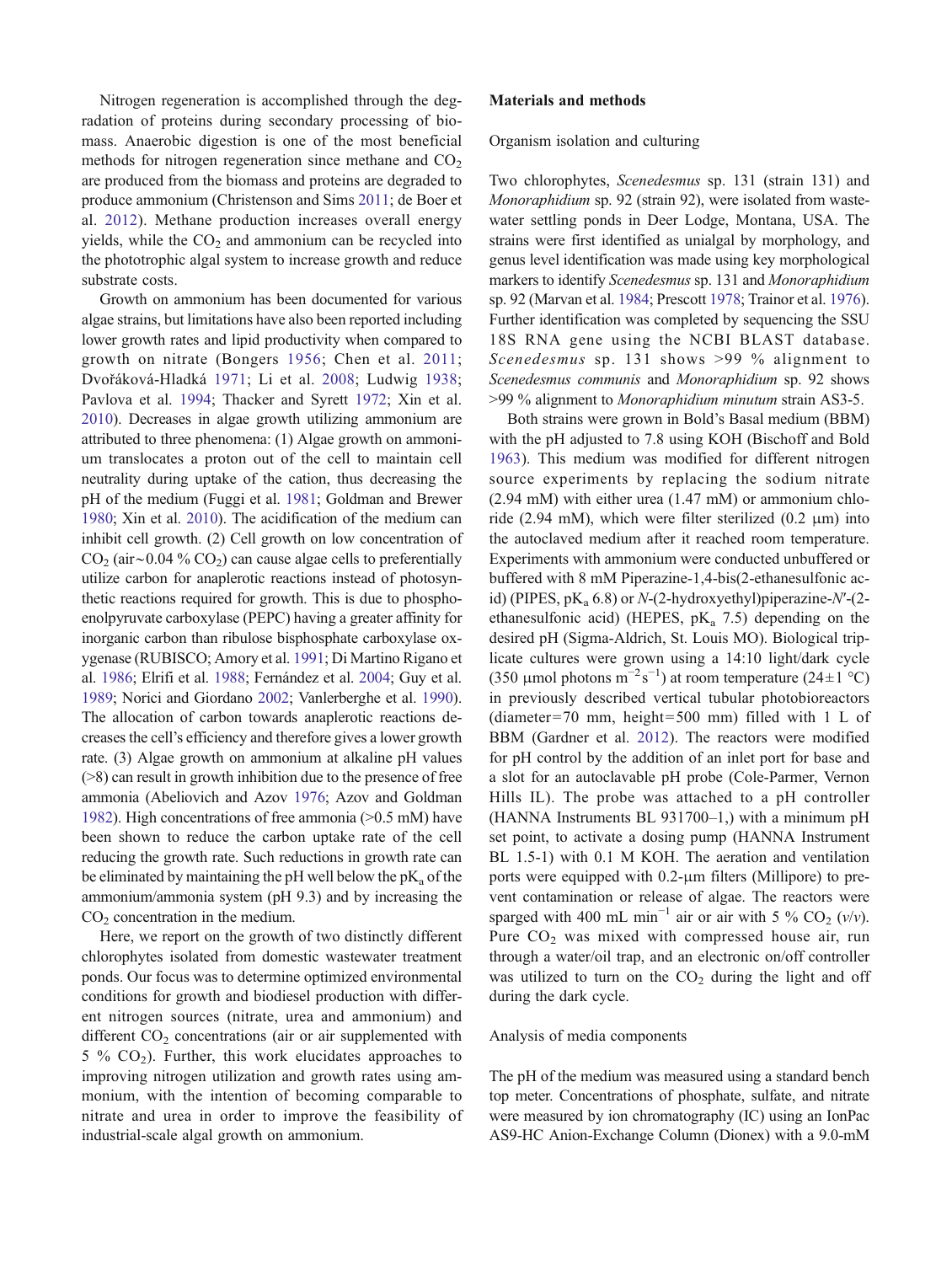Nitrogen regeneration is accomplished through the degradation of proteins during secondary processing of biomass. Anaerobic digestion is one of the most beneficial methods for nitrogen regeneration since methane and $CO_2$ are produced from the biomass and proteins are degraded to produce ammonium (Christenson and Sims 2011; de Boer et al. 2012). Methane production increases overall energy yields, while the $CO_2$ and ammonium can be recycled into the phototrophic algal system to increase growth and reduce substrate costs.

Growth on ammonium has been documented for various algae strains, but limitations have also been reported including lower growth rates and lipid productivity when compared to growth on nitrate (Bongers 1956; Chen et al. 2011; Dvořáková-Hladká 1971; Li et al. 2008; Ludwig 1938; Pavlova et al. 1994; Thacker and Syrett 1972; Xin et al. 2010). Decreases in algae growth utilizing ammonium are attributed to three phenomena: (1) Algae growth on ammonium translocates a proton out of the cell to maintain cell neutrality during uptake of the cation, thus decreasing the pH of the medium (Fuggi et al. 1981; Goldman and Brewer 1980; Xin et al. 2010). The acidification of the medium can inhibit cell growth. (2) Cell growth on low concentration of $CO_2$ (air ~ 0.04 % $CO_2$) can cause algae cells to preferentially utilize carbon for anaplerotic reactions instead of photosynthetic reactions required for growth. This is due to phosphoenolpyruvate carboxylase (PEPC) having a greater affinity for inorganic carbon than ribulose bisphosphate carboxylase oxygenase (RUBISCO; Amory et al. 1991; Di Martino Rigano et al. 1986; Elrifi et al. 1988; Fernández et al. 2004; Guy et al. 1989; Norici and Giordano 2002; Vanlerberghe et al. 1990). The allocation of carbon towards anaplerotic reactions decreases the cell's efficiency and therefore gives a lower growth rate. (3) Algae growth on ammonium at alkaline pH values (>8) can result in growth inhibition due to the presence of free ammonia (Abeliovich and Azov 1976; Azov and Goldman 1982). High concentrations of free ammonia (>0.5 mM) have been shown to reduce the carbon uptake rate of the cell reducing the growth rate. Such reductions in growth rate can be eliminated by maintaining the pH well below the $pK_a$ of the ammonium/ammonia system (pH 9.3) and by increasing the $CO_2$ concentration in the medium.

Here, we report on the growth of two distinctly different chlorophytes isolated from domestic wastewater treatment ponds. Our focus was to determine optimized environmental conditions for growth and biodiesel production with different nitrogen sources (nitrate, urea and ammonium) and different $CO_2$ concentrations (air or air supplemented with 5 % $CO_2$). Further, this work elucidates approaches to improving nitrogen utilization and growth rates using ammonium, with the intention of becoming comparable to nitrate and urea in order to improve the feasibility of industrial-scale algal growth on ammonium.

## Materials and methods

### Organism isolation and culturing

Two chlorophytes, *Scenedesmus* sp. 131 (strain 131) and *Monoraphidium* sp. 92 (strain 92), were isolated from wastewater settling ponds in Deer Lodge, Montana, USA. The strains were first identified as unialgal by morphology, and genus level identification was made using key morphological markers to identify *Scenedesmus* sp. 131 and *Monoraphidium* sp. 92 (Marvan et al. 1984; Prescott 1978; Trainor et al. 1976). Further identification was completed by sequencing the SSU 18S RNA gene using the NCBI BLAST database. *Scenedesmus* sp. 131 shows >99 % alignment to *Scenedesmus communis* and *Monoraphidium* sp. 92 shows >99 % alignment to *Monoraphidium minutum* strain AS3-5.

Both strains were grown in Bold's Basal medium (BBM) with the pH adjusted to 7.8 using KOH (Bischoff and Bold 1963). This medium was modified for different nitrogen source experiments by replacing the sodium nitrate (2.94 mM) with either urea (1.47 mM) or ammonium chloride (2.94 mM), which were filter sterilized (0.2 μm) into the autoclaved medium after it reached room temperature. Experiments with ammonium were conducted unbuffered or buffered with 8 mM Piperazine-1,4-bis(2-ethanesulfonic acid) (PIPES, $pK_a$ 6.8) or *N*-(2-hydroxyethyl)piperazine-*N*′-(2-ethanesulfonic acid) (HEPES, $pK_a$ 7.5) depending on the desired pH (Sigma-Aldrich, St. Louis MO). Biological triplicate cultures were grown using a 14:10 light/dark cycle (350 μmol photons $m^{-2}s^{-1}$) at room temperature (24 ± 1 °C) in previously described vertical tubular photobioreactors (diameter = 70 mm, height = 500 mm) filled with 1 L of BBM (Gardner et al. 2012). The reactors were modified for pH control by the addition of an inlet port for base and a slot for an autoclavable pH probe (Cole-Parmer, Vernon Hills IL). The probe was attached to a pH controller (HANNA Instruments BL 931700–1,) with a minimum pH set point, to activate a dosing pump (HANNA Instrument BL 1.5-1) with 0.1 M KOH. The aeration and ventilation ports were equipped with 0.2-μm filters (Millipore) to prevent contamination or release of algae. The reactors were sparged with 400 mL $min^{-1}$ air or air with 5 % $CO_2$ (*v*/*v*). Pure $CO_2$ was mixed with compressed house air, run through a water/oil trap, and an electronic on/off controller was utilized to turn on the $CO_2$ during the light and off during the dark cycle.

### Analysis of media components

The pH of the medium was measured using a standard bench top meter. Concentrations of phosphate, sulfate, and nitrate were measured by ion chromatography (IC) using an IonPac AS9-HC Anion-Exchange Column (Dionex) with a 9.0-mM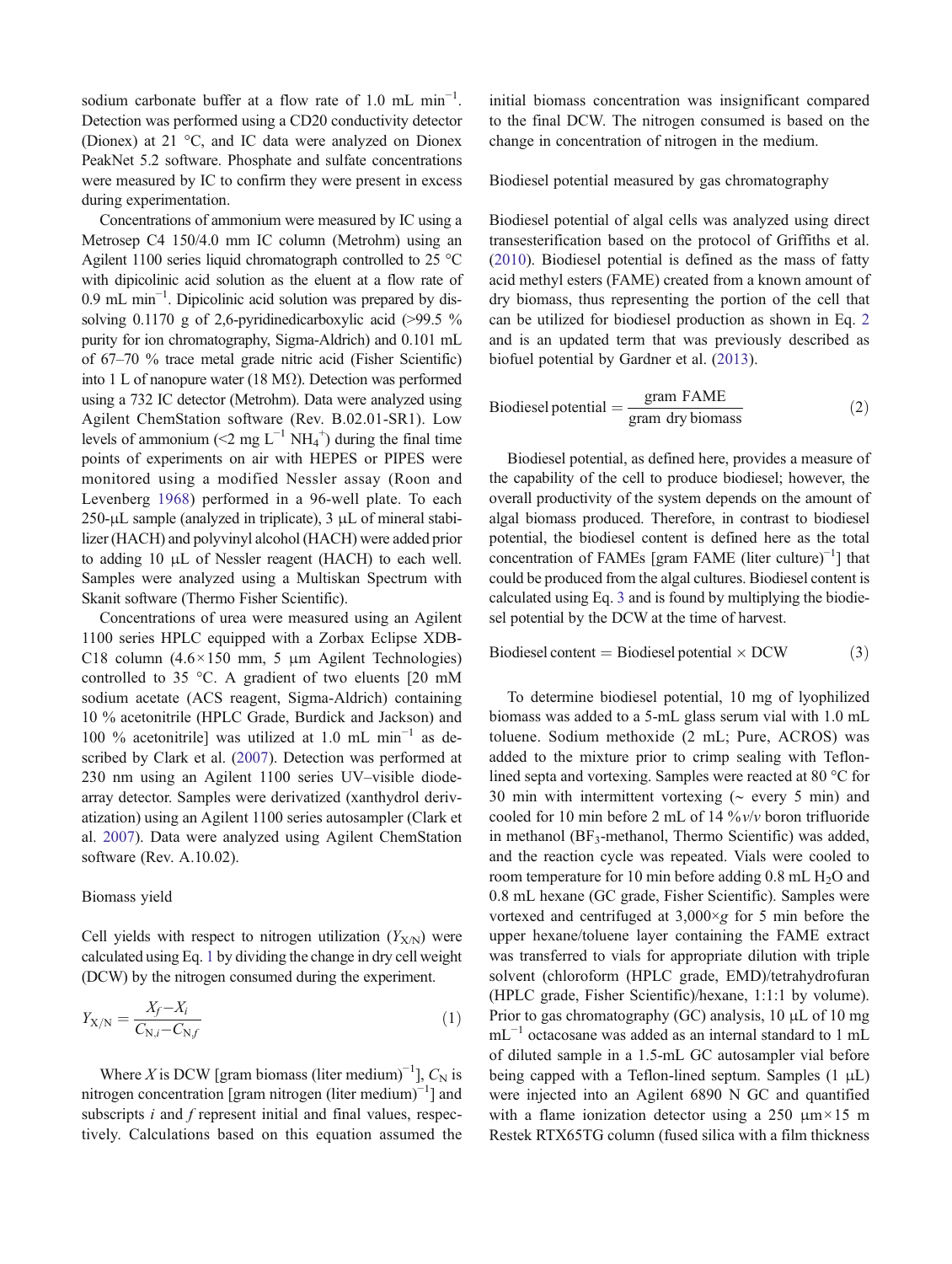sodium carbonate buffer at a flow rate of 1.0 mL min$^{-1}$. Detection was performed using a CD20 conductivity detector (Dionex) at 21 °C, and IC data were analyzed on Dionex PeakNet 5.2 software. Phosphate and sulfate concentrations were measured by IC to confirm they were present in excess during experimentation.

Concentrations of ammonium were measured by IC using a Metrosep C4 150/4.0 mm IC column (Metrohm) using an Agilent 1100 series liquid chromatograph controlled to 25 °C with dipicolinic acid solution as the eluent at a flow rate of 0.9 mL min$^{-1}$. Dipicolinic acid solution was prepared by dissolving 0.1170 g of 2,6-pyridinedicarboxylic acid (>99.5 % purity for ion chromatography, Sigma-Aldrich) and 0.101 mL of 67–70 % trace metal grade nitric acid (Fisher Scientific) into 1 L of nanopure water (18 MΩ). Detection was performed using a 732 IC detector (Metrohm). Data were analyzed using Agilent ChemStation software (Rev. B.02.01-SR1). Low levels of ammonium (<2 mg L$^{-1}$ $NH_4^+$) during the final time points of experiments on air with HEPES or PIPES were monitored using a modified Nessler assay (Roon and Levenberg 1968) performed in a 96-well plate. To each 250-μL sample (analyzed in triplicate), 3 μL of mineral stabilizer (HACH) and polyvinyl alcohol (HACH) were added prior to adding 10 μL of Nessler reagent (HACH) to each well. Samples were analyzed using a Multiskan Spectrum with Skanit software (Thermo Fisher Scientific).

Concentrations of urea were measured using an Agilent 1100 series HPLC equipped with a Zorbax Eclipse XDB-C18 column (4.6×150 mm, 5 μm Agilent Technologies) controlled to 35 °C. A gradient of two eluents [20 mM sodium acetate (ACS reagent, Sigma-Aldrich) containing 10 % acetonitrile (HPLC Grade, Burdick and Jackson) and 100 % acetonitrile] was utilized at 1.0 mL min$^{-1}$ as described by Clark et al. (2007). Detection was performed at 230 nm using an Agilent 1100 series UV–visible diode-array detector. Samples were derivatized (xanthydrol derivatization) using an Agilent 1100 series autosampler (Clark et al. 2007). Data were analyzed using Agilent ChemStation software (Rev. A.10.02).

### Biomass yield

Cell yields with respect to nitrogen utilization ($Y_{X/N}$) were calculated using Eq. 1 by dividing the change in dry cell weight (DCW) by the nitrogen consumed during the experiment.

$$Y_{X/N} = \frac{X_f - X_i}{C_{N,i} - C_{N,f}} \tag{1}$$

Where $X$ is DCW [gram biomass (liter medium)$^{-1}$], $C_N$ is nitrogen concentration [gram nitrogen (liter medium)$^{-1}$] and subscripts $i$ and $f$ represent initial and final values, respectively. Calculations based on this equation assumed the initial biomass concentration was insignificant compared to the final DCW. The nitrogen consumed is based on the change in concentration of nitrogen in the medium.

### Biodiesel potential measured by gas chromatography

Biodiesel potential of algal cells was analyzed using direct transesterification based on the protocol of Griffiths et al. (2010). Biodiesel potential is defined as the mass of fatty acid methyl esters (FAME) created from a known amount of dry biomass, thus representing the portion of the cell that can be utilized for biodiesel production as shown in Eq. 2 and is an updated term that was previously described as biofuel potential by Gardner et al. (2013).

$$\text{Biodiesel potential} = \frac{\text{gram FAME}}{\text{gram dry biomass}} \tag{2}$$

Biodiesel potential, as defined here, provides a measure of the capability of the cell to produce biodiesel; however, the overall productivity of the system depends on the amount of algal biomass produced. Therefore, in contrast to biodiesel potential, the biodiesel content is defined here as the total concentration of FAMEs [gram FAME (liter culture)$^{-1}$] that could be produced from the algal cultures. Biodiesel content is calculated using Eq. 3 and is found by multiplying the biodiesel potential by the DCW at the time of harvest.

$$\text{Biodiesel content} = \text{Biodiesel potential} \times \text{DCW} \tag{3}$$

To determine biodiesel potential, 10 mg of lyophilized biomass was added to a 5-mL glass serum vial with 1.0 mL toluene. Sodium methoxide (2 mL; Pure, ACROS) was added to the mixture prior to crimp sealing with Teflon-lined septa and vortexing. Samples were reacted at 80 °C for 30 min with intermittent vortexing (~ every 5 min) and cooled for 10 min before 2 mL of 14 %*v*/*v* boron trifluoride in methanol ($BF_3$-methanol, Thermo Scientific) was added, and the reaction cycle was repeated. Vials were cooled to room temperature for 10 min before adding 0.8 mL $H_2O$ and 0.8 mL hexane (GC grade, Fisher Scientific). Samples were vortexed and centrifuged at 3,000×*g* for 5 min before the upper hexane/toluene layer containing the FAME extract was transferred to vials for appropriate dilution with triple solvent (chloroform (HPLC grade, EMD)/tetrahydrofuran (HPLC grade, Fisher Scientific)/hexane, 1:1:1 by volume). Prior to gas chromatography (GC) analysis, 10 μL of 10 mg mL$^{-1}$ octacosane was added as an internal standard to 1 mL of diluted sample in a 1.5-mL GC autosampler vial before being capped with a Teflon-lined septum. Samples (1 μL) were injected into an Agilent 6890 N GC and quantified with a flame ionization detector using a 250 μm×15 m Restek RTX65TG column (fused silica with a film thickness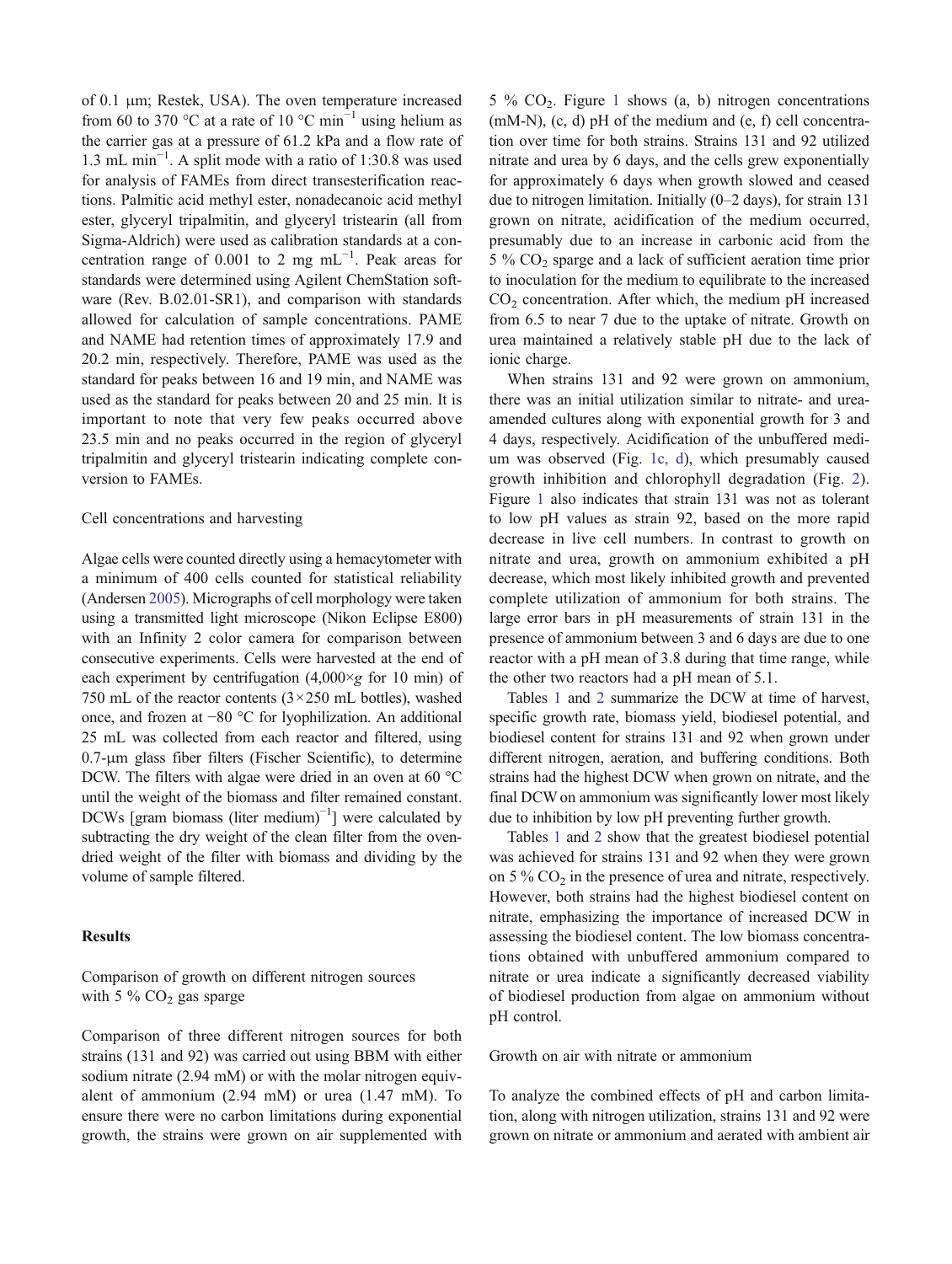of 0.1 μm; Restek, USA). The oven temperature increased from 60 to 370 °C at a rate of 10 °C min$^{-1}$ using helium as the carrier gas at a pressure of 61.2 kPa and a flow rate of 1.3 mL min$^{-1}$. A split mode with a ratio of 1:30.8 was used for analysis of FAMEs from direct transesterification reactions. Palmitic acid methyl ester, nonadecanoic acid methyl ester, glyceryl tripalmitin, and glyceryl tristearin (all from Sigma-Aldrich) were used as calibration standards at a concentration range of 0.001 to 2 mg mL$^{-1}$. Peak areas for standards were determined using Agilent ChemStation software (Rev. B.02.01-SR1), and comparison with standards allowed for calculation of sample concentrations. PAME and NAME had retention times of approximately 17.9 and 20.2 min, respectively. Therefore, PAME was used as the standard for peaks between 16 and 19 min, and NAME was used as the standard for peaks between 20 and 25 min. It is important to note that very few peaks occurred above 23.5 min and no peaks occurred in the region of glyceryl tripalmitin and glyceryl tristearin indicating complete conversion to FAMEs.

### Cell concentrations and harvesting

Algae cells were counted directly using a hemacytometer with a minimum of 400 cells counted for statistical reliability (Andersen 2005). Micrographs of cell morphology were taken using a transmitted light microscope (Nikon Eclipse E800) with an Infinity 2 color camera for comparison between consecutive experiments. Cells were harvested at the end of each experiment by centrifugation (4,000×*g* for 10 min) of 750 mL of the reactor contents (3×250 mL bottles), washed once, and frozen at −80 °C for lyophilization. An additional 25 mL was collected from each reactor and filtered, using 0.7-μm glass fiber filters (Fischer Scientific), to determine DCW. The filters with algae were dried in an oven at 60 °C until the weight of the biomass and filter remained constant. DCWs [gram biomass (liter medium)$^{-1}$] were calculated by subtracting the dry weight of the clean filter from the oven-dried weight of the filter with biomass and dividing by the volume of sample filtered.

## Results

### Comparison of growth on different nitrogen sources with 5 % $CO_2$ gas sparge

Comparison of three different nitrogen sources for both strains (131 and 92) was carried out using BBM with either sodium nitrate (2.94 mM) or with the molar nitrogen equivalent of ammonium (2.94 mM) or urea (1.47 mM). To ensure there were no carbon limitations during exponential growth, the strains were grown on air supplemented with 5 % $CO_2$. Figure 1 shows (a, b) nitrogen concentrations (mM-N), (c, d) pH of the medium and (e, f) cell concentration over time for both strains. Strains 131 and 92 utilized nitrate and urea by 6 days, and the cells grew exponentially for approximately 6 days when growth slowed and ceased due to nitrogen limitation. Initially (0–2 days), for strain 131 grown on nitrate, acidification of the medium occurred, presumably due to an increase in carbonic acid from the 5 % $CO_2$ sparge and a lack of sufficient aeration time prior to inoculation for the medium to equilibrate to the increased $CO_2$ concentration. After which, the medium pH increased from 6.5 to near 7 due to the uptake of nitrate. Growth on urea maintained a relatively stable pH due to the lack of ionic charge.

When strains 131 and 92 were grown on ammonium, there was an initial utilization similar to nitrate- and urea-amended cultures along with exponential growth for 3 and 4 days, respectively. Acidification of the unbuffered medium was observed (Fig. 1c, d), which presumably caused growth inhibition and chlorophyll degradation (Fig. 2). Figure 1 also indicates that strain 131 was not as tolerant to low pH values as strain 92, based on the more rapid decrease in live cell numbers. In contrast to growth on nitrate and urea, growth on ammonium exhibited a pH decrease, which most likely inhibited growth and prevented complete utilization of ammonium for both strains. The large error bars in pH measurements of strain 131 in the presence of ammonium between 3 and 6 days are due to one reactor with a pH mean of 3.8 during that time range, while the other two reactors had a pH mean of 5.1.

Tables 1 and 2 summarize the DCW at time of harvest, specific growth rate, biomass yield, biodiesel potential, and biodiesel content for strains 131 and 92 when grown under different nitrogen, aeration, and buffering conditions. Both strains had the highest DCW when grown on nitrate, and the final DCW on ammonium was significantly lower most likely due to inhibition by low pH preventing further growth.

Tables 1 and 2 show that the greatest biodiesel potential was achieved for strains 131 and 92 when they were grown on 5 % $CO_2$ in the presence of urea and nitrate, respectively. However, both strains had the highest biodiesel content on nitrate, emphasizing the importance of increased DCW in assessing the biodiesel content. The low biomass concentrations obtained with unbuffered ammonium compared to nitrate or urea indicate a significantly decreased viability of biodiesel production from algae on ammonium without pH control.

### Growth on air with nitrate or ammonium

To analyze the combined effects of pH and carbon limitation, along with nitrogen utilization, strains 131 and 92 were grown on nitrate or ammonium and aerated with ambient air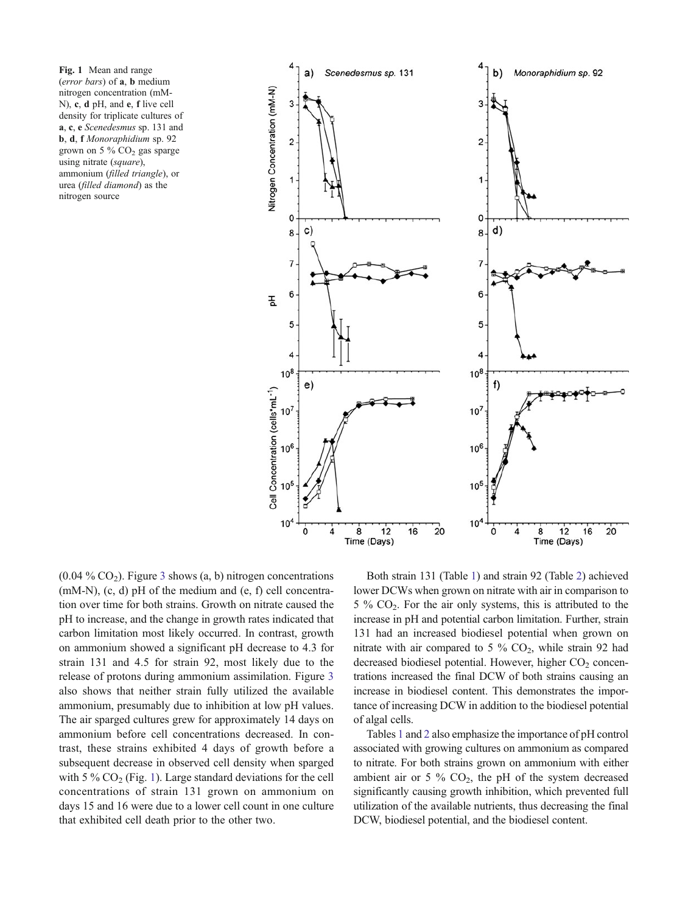**Fig. 1** Mean and range (*error bars*) of **a**, **b** medium nitrogen concentration (mM-N), **c**, **d** pH, and **e**, **f** live cell density for triplicate cultures of **a**, **c**, **e** *Scenedesmus* sp. 131 and **b**, **d**, **f** *Monoraphidium* sp. 92 grown on 5 % $CO_2$ gas sparge using nitrate (*square*), ammonium (*filled triangle*), or urea (*filled diamond*) as the nitrogen source

(0.04 % $CO_2$). Figure 3 shows (a, b) nitrogen concentrations (mM-N), (c, d) pH of the medium and (e, f) cell concentration over time for both strains. Growth on nitrate caused the pH to increase, and the change in growth rates indicated that carbon limitation most likely occurred. In contrast, growth on ammonium showed a significant pH decrease to 4.3 for strain 131 and 4.5 for strain 92, most likely due to the release of protons during ammonium assimilation. Figure 3 also shows that neither strain fully utilized the available ammonium, presumably due to inhibition at low pH values. The air sparged cultures grew for approximately 14 days on ammonium before cell concentrations decreased. In contrast, these strains exhibited 4 days of growth before a subsequent decrease in observed cell density when sparged with 5 % $CO_2$ (Fig. 1). Large standard deviations for the cell concentrations of strain 131 grown on ammonium on days 15 and 16 were due to a lower cell count in one culture that exhibited cell death prior to the other two.

Both strain 131 (Table 1) and strain 92 (Table 2) achieved lower DCWs when grown on nitrate with air in comparison to 5 % $CO_2$. For the air only systems, this is attributed to the increase in pH and potential carbon limitation. Further, strain 131 had an increased biodiesel potential when grown on nitrate with air compared to 5 % $CO_2$, while strain 92 had decreased biodiesel potential. However, higher $CO_2$ concentrations increased the final DCW of both strains causing an increase in biodiesel content. This demonstrates the importance of increasing DCW in addition to the biodiesel potential of algal cells.

Tables 1 and 2 also emphasize the importance of pH control associated with growing cultures on ammonium as compared to nitrate. For both strains grown on ammonium with either ambient air or 5 % $CO_2$, the pH of the system decreased significantly causing growth inhibition, which prevented full utilization of the available nutrients, thus decreasing the final DCW, biodiesel potential, and the biodiesel content.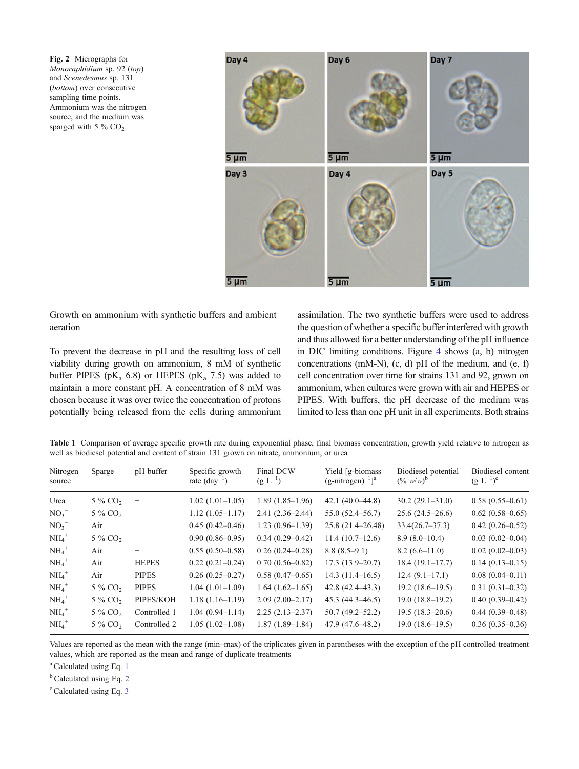**Fig. 2** Micrographs for *Monoraphidium* sp. 92 (*top*) and *Scenedesmus* sp. 131 (*bottom*) over consecutive sampling time points. Ammonium was the nitrogen source, and the medium was sparged with 5 % $CO_2$

Growth on ammonium with synthetic buffers and ambient aeration

To prevent the decrease in pH and the resulting loss of cell viability during growth on ammonium, 8 mM of synthetic buffer PIPES (p$K_a$ 6.8) or HEPES (p$K_a$ 7.5) was added to maintain a more constant pH. A concentration of 8 mM was chosen because it was over twice the concentration of protons potentially being released from the cells during ammonium assimilation. The two synthetic buffers were used to address the question of whether a specific buffer interfered with growth and thus allowed for a better understanding of the pH influence in DIC limiting conditions. Figure 4 shows (a, b) nitrogen concentrations (mM-N), (c, d) pH of the medium, and (e, f) cell concentration over time for strains 131 and 92, grown on ammonium, when cultures were grown with air and HEPES or PIPES. With buffers, the pH decrease of the medium was limited to less than one pH unit in all experiments. Both strains

**Table 1** Comparison of average specific growth rate during exponential phase, final biomass concentration, growth yield relative to nitrogen as well as biodiesel potential and content of strain 131 grown on nitrate, ammonium, or urea

| Nitrogen source | Sparge | pH buffer | Specific growth rate ($day^{-1}$) | Final DCW ($g\ L^{-1}$) | Yield [g-biomass (g-nitrogen)$^{-1}$][a] | Biodiesel potential (% *w/w*)[b] | Biodiesel content ($g\ L^{-1}$)[c] |
|---|---|---|---|---|---|---|---|
| Urea | 5 % $CO_2$ | – | 1.02 (1.01–1.05) | 1.89 (1.85–1.96) | 42.1 (40.0–44.8) | 30.2 (29.1–31.0) | 0.58 (0.55–0.61) |
| $NO_3^-$ | 5 % $CO_2$ | – | 1.12 (1.05–1.17) | 2.41 (2.36–2.44) | 55.0 (52.4–56.7) | 25.6 (24.5–26.6) | 0.62 (0.58–0.65) |
| $NO_3^-$ | Air | – | 0.45 (0.42–0.46) | 1.23 (0.96–1.39) | 25.8 (21.4–26.48) | 33.4(26.7–37.3) | 0.42 (0.26–0.52) |
| $NH_4^+$ | 5 % $CO_2$ | – | 0.90 (0.86–0.95) | 0.34 (0.29–0.42) | 11.4 (10.7–12.6) | 8.9 (8.0–10.4) | 0.03 (0.02–0.04) |
| $NH_4^+$ | Air | – | 0.55 (0.50–0.58) | 0.26 (0.24–0.28) | 8.8 (8.5–9.1) | 8.2 (6.6–11.0) | 0.02 (0.02–0.03) |
| $NH_4^+$ | Air | HEPES | 0.22 (0.21–0.24) | 0.70 (0.56–0.82) | 17.3 (13.9–20.7) | 18.4 (19.1–17.7) | 0.14 (0.13–0.15) |
| $NH_4^+$ | Air | PIPES | 0.26 (0.25–0.27) | 0.58 (0.47–0.65) | 14.3 (11.4–16.5) | 12.4 (9.1–17.1) | 0.08 (0.04–0.11) |
| $NH_4^+$ | 5 % $CO_2$ | PIPES | 1.04 (1.01–1.09) | 1.64 (1.62–1.65) | 42.8 (42.4–43.3) | 19.2 (18.6–19.5) | 0.31 (0.31–0.32) |
| $NH_4^+$ | 5 % $CO_2$ | PIPES/KOH | 1.18 (1.16–1.19) | 2.09 (2.00–2.17) | 45.3 (44.3–46.5) | 19.0 (18.8–19.2) | 0.40 (0.39–0.42) |
| $NH_4^+$ | 5 % $CO_2$ | Controlled 1 | 1.04 (0.94–1.14) | 2.25 (2.13–2.37) | 50.7 (49.2–52.2) | 19.5 (18.3–20.6) | 0.44 (0.39–0.48) |
| $NH_4^+$ | 5 % $CO_2$ | Controlled 2 | 1.05 (1.02–1.08) | 1.87 (1.89–1.84) | 47.9 (47.6–48.2) | 19.0 (18.6–19.5) | 0.36 (0.35–0.36) |

Values are reported as the mean with the range (min–max) of the triplicates given in parentheses with the exception of the pH controlled treatment values, which are reported as the mean and range of duplicate treatments

[a] Calculated using Eq. 1

[b] Calculated using Eq. 2

[c] Calculated using Eq. 3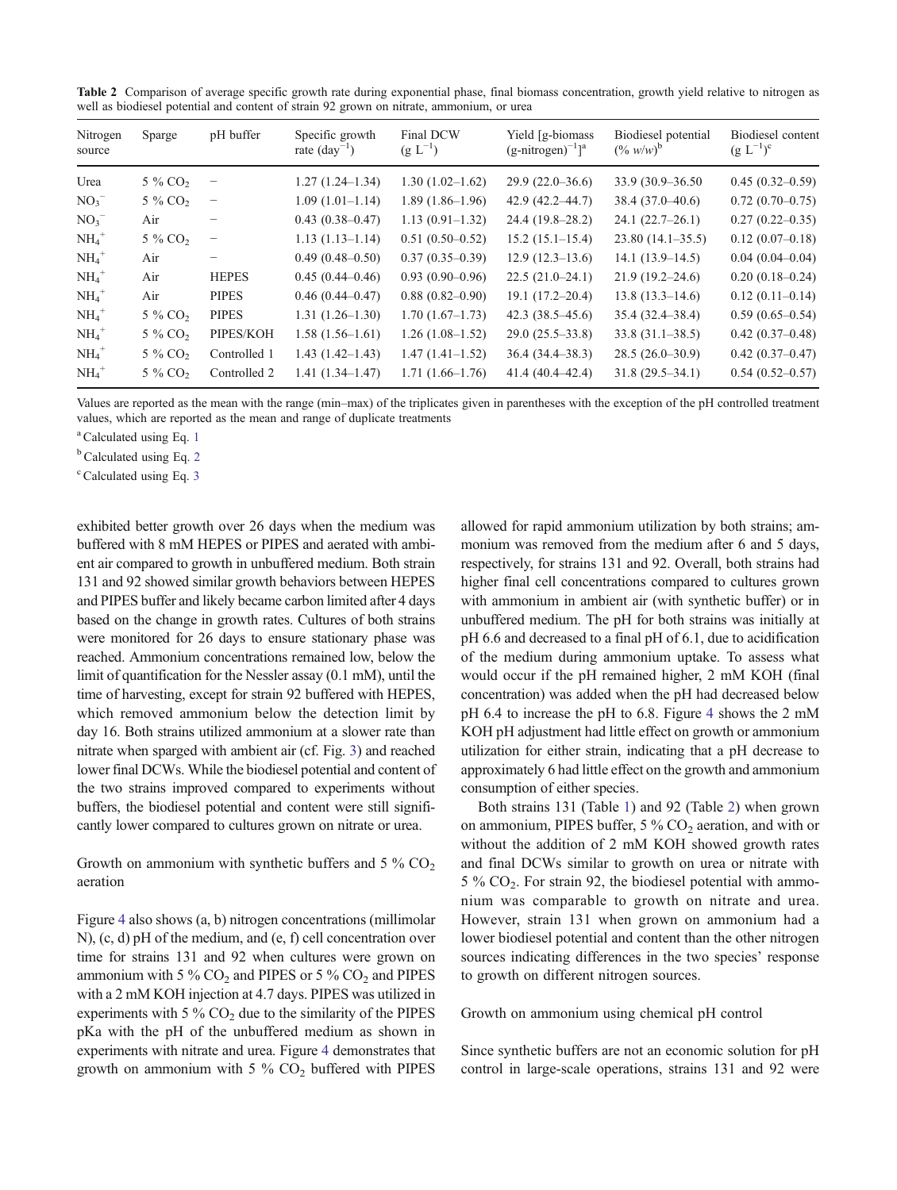**Table 2** Comparison of average specific growth rate during exponential phase, final biomass concentration, growth yield relative to nitrogen as well as biodiesel potential and content of strain 92 grown on nitrate, ammonium, or urea

| Nitrogen source | Sparge | pH buffer | Specific growth rate ($day^{-1}$) | Final DCW ($g\ L^{-1}$) | Yield [g-biomass $(g\text{-nitrogen})^{-1}$][a] | Biodiesel potential (% *w/w*)[b] | Biodiesel content ($g\ L^{-1}$)[c] |
|---|---|---|---|---|---|---|---|
| Urea | 5 % $CO_2$ | – | 1.27 (1.24–1.34) | 1.30 (1.02–1.62) | 29.9 (22.0–36.6) | 33.9 (30.9–36.50 | 0.45 (0.32–0.59) |
| $NO_3^-$ | 5 % $CO_2$ | – | 1.09 (1.01–1.14) | 1.89 (1.86–1.96) | 42.9 (42.2–44.7) | 38.4 (37.0–40.6) | 0.72 (0.70–0.75) |
| $NO_3^-$ | Air | – | 0.43 (0.38–0.47) | 1.13 (0.91–1.32) | 24.4 (19.8–28.2) | 24.1 (22.7–26.1) | 0.27 (0.22–0.35) |
| $NH_4^+$ | 5 % $CO_2$ | – | 1.13 (1.13–1.14) | 0.51 (0.50–0.52) | 15.2 (15.1–15.4) | 23.80 (14.1–35.5) | 0.12 (0.07–0.18) |
| $NH_4^+$ | Air | – | 0.49 (0.48–0.50) | 0.37 (0.35–0.39) | 12.9 (12.3–13.6) | 14.1 (13.9–14.5) | 0.04 (0.04–0.04) |
| $NH_4^+$ | Air | HEPES | 0.45 (0.44–0.46) | 0.93 (0.90–0.96) | 22.5 (21.0–24.1) | 21.9 (19.2–24.6) | 0.20 (0.18–0.24) |
| $NH_4^+$ | Air | PIPES | 0.46 (0.44–0.47) | 0.88 (0.82–0.90) | 19.1 (17.2–20.4) | 13.8 (13.3–14.6) | 0.12 (0.11–0.14) |
| $NH_4^+$ | 5 % $CO_2$ | PIPES | 1.31 (1.26–1.30) | 1.70 (1.67–1.73) | 42.3 (38.5–45.6) | 35.4 (32.4–38.4) | 0.59 (0.65–0.54) |
| $NH_4^+$ | 5 % $CO_2$ | PIPES/KOH | 1.58 (1.56–1.61) | 1.26 (1.08–1.52) | 29.0 (25.5–33.8) | 33.8 (31.1–38.5) | 0.42 (0.37–0.48) |
| $NH_4^+$ | 5 % $CO_2$ | Controlled 1 | 1.43 (1.42–1.43) | 1.47 (1.41–1.52) | 36.4 (34.4–38.3) | 28.5 (26.0–30.9) | 0.42 (0.37–0.47) |
| $NH_4^+$ | 5 % $CO_2$ | Controlled 2 | 1.41 (1.34–1.47) | 1.71 (1.66–1.76) | 41.4 (40.4–42.4) | 31.8 (29.5–34.1) | 0.54 (0.52–0.57) |

Values are reported as the mean with the range (min–max) of the triplicates given in parentheses with the exception of the pH controlled treatment values, which are reported as the mean and range of duplicate treatments

[a] Calculated using Eq. 1

[b] Calculated using Eq. 2

[c] Calculated using Eq. 3

exhibited better growth over 26 days when the medium was buffered with 8 mM HEPES or PIPES and aerated with ambient air compared to growth in unbuffered medium. Both strain 131 and 92 showed similar growth behaviors between HEPES and PIPES buffer and likely became carbon limited after 4 days based on the change in growth rates. Cultures of both strains were monitored for 26 days to ensure stationary phase was reached. Ammonium concentrations remained low, below the limit of quantification for the Nessler assay (0.1 mM), until the time of harvesting, except for strain 92 buffered with HEPES, which removed ammonium below the detection limit by day 16. Both strains utilized ammonium at a slower rate than nitrate when sparged with ambient air (cf. Fig. 3) and reached lower final DCWs. While the biodiesel potential and content of the two strains improved compared to experiments without buffers, the biodiesel potential and content were still significantly lower compared to cultures grown on nitrate or urea.

## Growth on ammonium with synthetic buffers and 5 % $CO_2$ aeration

Figure 4 also shows (a, b) nitrogen concentrations (millimolar N), (c, d) pH of the medium, and (e, f) cell concentration over time for strains 131 and 92 when cultures were grown on ammonium with 5 % $CO_2$ and PIPES or 5 % $CO_2$ and PIPES with a 2 mM KOH injection at 4.7 days. PIPES was utilized in experiments with 5 % $CO_2$ due to the similarity of the PIPES pKa with the pH of the unbuffered medium as shown in experiments with nitrate and urea. Figure 4 demonstrates that growth on ammonium with 5 % $CO_2$ buffered with PIPES allowed for rapid ammonium utilization by both strains; ammonium was removed from the medium after 6 and 5 days, respectively, for strains 131 and 92. Overall, both strains had higher final cell concentrations compared to cultures grown with ammonium in ambient air (with synthetic buffer) or in unbuffered medium. The pH for both strains was initially at pH 6.6 and decreased to a final pH of 6.1, due to acidification of the medium during ammonium uptake. To assess what would occur if the pH remained higher, 2 mM KOH (final concentration) was added when the pH had decreased below pH 6.4 to increase the pH to 6.8. Figure 4 shows the 2 mM KOH pH adjustment had little effect on growth or ammonium utilization for either strain, indicating that a pH decrease to approximately 6 had little effect on the growth and ammonium consumption of either species.

Both strains 131 (Table 1) and 92 (Table 2) when grown on ammonium, PIPES buffer, 5 % $CO_2$ aeration, and with or without the addition of 2 mM KOH showed growth rates and final DCWs similar to growth on urea or nitrate with 5 % $CO_2$. For strain 92, the biodiesel potential with ammonium was comparable to growth on nitrate and urea. However, strain 131 when grown on ammonium had a lower biodiesel potential and content than the other nitrogen sources indicating differences in the two species' response to growth on different nitrogen sources.

## Growth on ammonium using chemical pH control

Since synthetic buffers are not an economic solution for pH control in large-scale operations, strains 131 and 92 were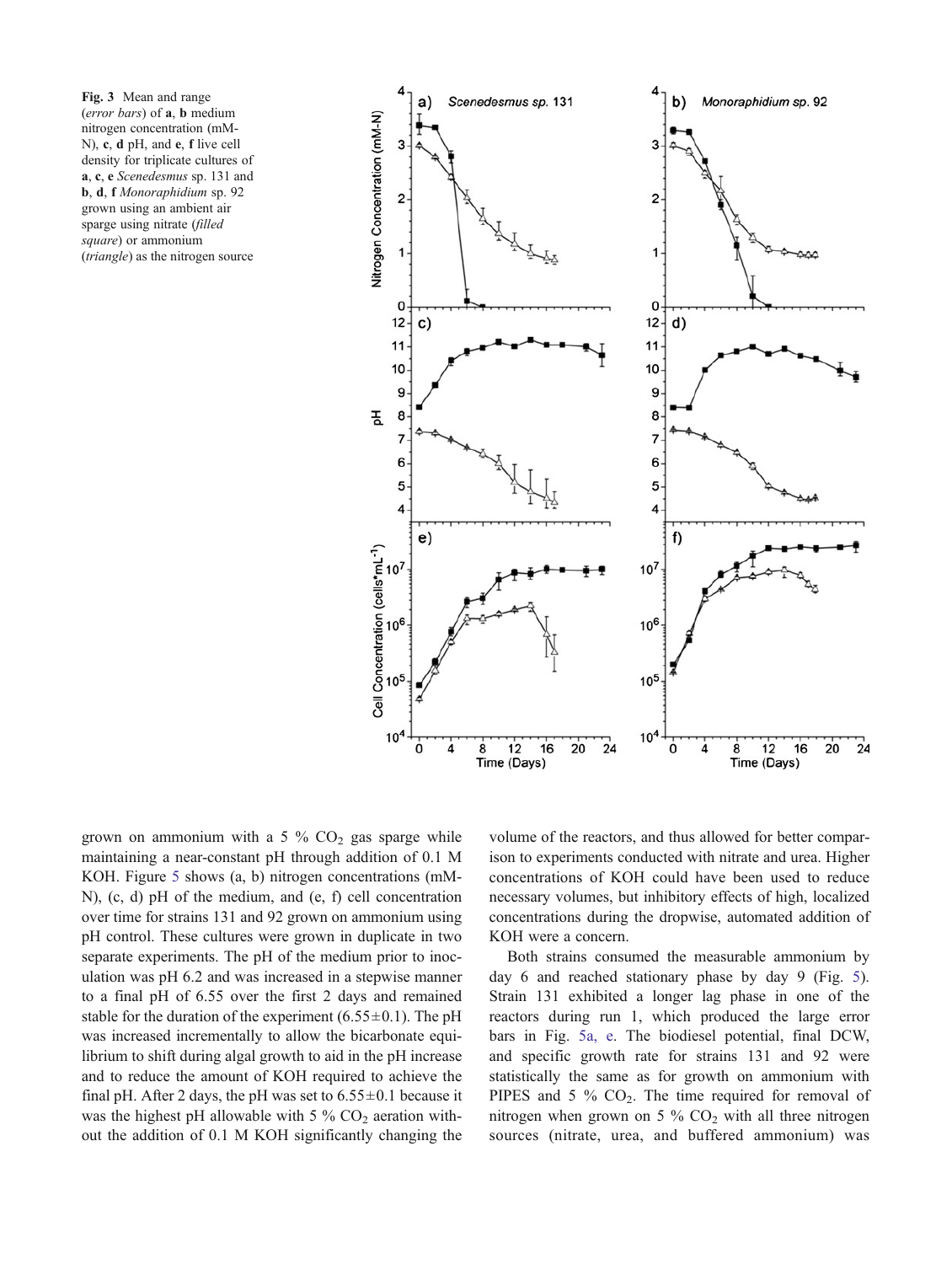**Fig. 3** Mean and range (*error bars*) of **a**, **b** medium nitrogen concentration (mM-N), **c**, **d** pH, and **e**, **f** live cell density for triplicate cultures of **a**, **c**, **e** *Scenedesmus* sp. 131 and **b**, **d**, **f** *Monoraphidium* sp. 92 grown using an ambient air sparge using nitrate (*filled square*) or ammonium (*triangle*) as the nitrogen source

grown on ammonium with a 5 % $CO_2$ gas sparge while maintaining a near-constant pH through addition of 0.1 M KOH. Figure 5 shows (a, b) nitrogen concentrations (mM-N), (c, d) pH of the medium, and (e, f) cell concentration over time for strains 131 and 92 grown on ammonium using pH control. These cultures were grown in duplicate in two separate experiments. The pH of the medium prior to inoculation was pH 6.2 and was increased in a stepwise manner to a final pH of 6.55 over the first 2 days and remained stable for the duration of the experiment (6.55±0.1). The pH was increased incrementally to allow the bicarbonate equilibrium to shift during algal growth to aid in the pH increase and to reduce the amount of KOH required to achieve the final pH. After 2 days, the pH was set to 6.55±0.1 because it was the highest pH allowable with 5 % $CO_2$ aeration without the addition of 0.1 M KOH significantly changing the volume of the reactors, and thus allowed for better comparison to experiments conducted with nitrate and urea. Higher concentrations of KOH could have been used to reduce necessary volumes, but inhibitory effects of high, localized concentrations during the dropwise, automated addition of KOH were a concern.

Both strains consumed the measurable ammonium by day 6 and reached stationary phase by day 9 (Fig. 5). Strain 131 exhibited a longer lag phase in one of the reactors during run 1, which produced the large error bars in Fig. 5a, e. The biodiesel potential, final DCW, and specific growth rate for strains 131 and 92 were statistically the same as for growth on ammonium with PIPES and 5 % $CO_2$. The time required for removal of nitrogen when grown on 5 % $CO_2$ with all three nitrogen sources (nitrate, urea, and buffered ammonium) was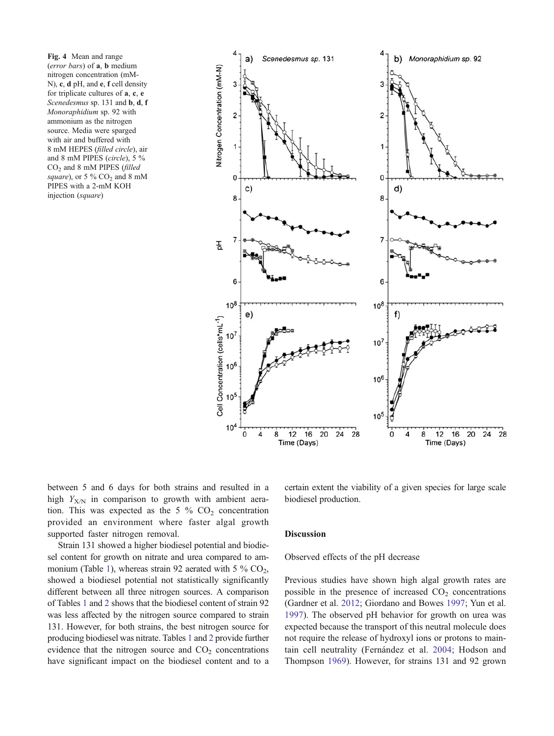Fig. 4 Mean and range (*error bars*) of **a**, **b** medium nitrogen concentration (mM-N), **c**, **d** pH, and **e**, **f** cell density for triplicate cultures of **a**, **c**, **e** *Scenedesmus* sp. 131 and **b**, **d**, **f** *Monoraphidium* sp. 92 with ammonium as the nitrogen source. Media were sparged with air and buffered with 8 mM HEPES (*filled circle*), air and 8 mM PIPES (*circle*), 5 % $CO_2$ and 8 mM PIPES (*filled square*), or 5 % $CO_2$ and 8 mM PIPES with a 2-mM KOH injection (*square*)

between 5 and 6 days for both strains and resulted in a high $Y_{X/N}$ in comparison to growth with ambient aeration. This was expected as the 5 % $CO_2$ concentration provided an environment where faster algal growth supported faster nitrogen removal.

Strain 131 showed a higher biodiesel potential and biodiesel content for growth on nitrate and urea compared to ammonium (Table 1), whereas strain 92 aerated with 5 % $CO_2$, showed a biodiesel potential not statistically significantly different between all three nitrogen sources. A comparison of Tables 1 and 2 shows that the biodiesel content of strain 92 was less affected by the nitrogen source compared to strain 131. However, for both strains, the best nitrogen source for producing biodiesel was nitrate. Tables 1 and 2 provide further evidence that the nitrogen source and $CO_2$ concentrations have significant impact on the biodiesel content and to a certain extent the viability of a given species for large scale biodiesel production.

## Discussion

### Observed effects of the pH decrease

Previous studies have shown high algal growth rates are possible in the presence of increased $CO_2$ concentrations (Gardner et al. 2012; Giordano and Bowes 1997; Yun et al. 1997). The observed pH behavior for growth on urea was expected because the transport of this neutral molecule does not require the release of hydroxyl ions or protons to maintain cell neutrality (Fernández et al. 2004; Hodson and Thompson 1969). However, for strains 131 and 92 grown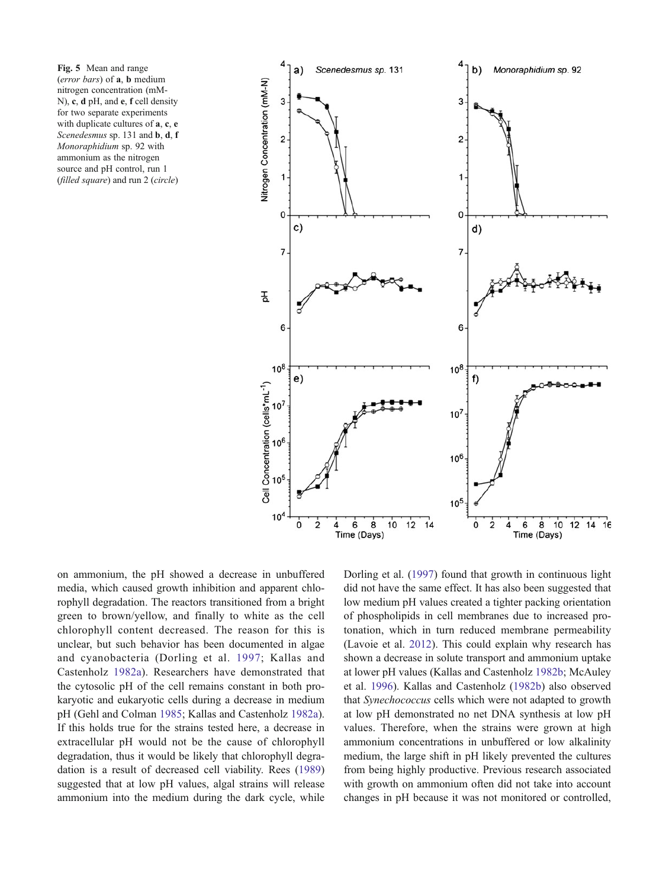**Fig. 5** Mean and range (*error bars*) of **a**, **b** medium nitrogen concentration (mM-N), **c**, **d** pH, and **e**, **f** cell density for two separate experiments with duplicate cultures of **a**, **c**, **e** *Scenedesmus* sp. 131 and **b**, **d**, **f** *Monoraphidium* sp. 92 with ammonium as the nitrogen source and pH control, run 1 (*filled square*) and run 2 (*circle*)

on ammonium, the pH showed a decrease in unbuffered media, which caused growth inhibition and apparent chlorophyll degradation. The reactors transitioned from a bright green to brown/yellow, and finally to white as the cell chlorophyll content decreased. The reason for this is unclear, but such behavior has been documented in algae and cyanobacteria (Dorling et al. 1997; Kallas and Castenholz 1982a). Researchers have demonstrated that the cytosolic pH of the cell remains constant in both prokaryotic and eukaryotic cells during a decrease in medium pH (Gehl and Colman 1985; Kallas and Castenholz 1982a). If this holds true for the strains tested here, a decrease in extracellular pH would not be the cause of chlorophyll degradation, thus it would be likely that chlorophyll degradation is a result of decreased cell viability. Rees (1989) suggested that at low pH values, algal strains will release ammonium into the medium during the dark cycle, while Dorling et al. (1997) found that growth in continuous light did not have the same effect. It has also been suggested that low medium pH values created a tighter packing orientation of phospholipids in cell membranes due to increased protonation, which in turn reduced membrane permeability (Lavoie et al. 2012). This could explain why research has shown a decrease in solute transport and ammonium uptake at lower pH values (Kallas and Castenholz 1982b; McAuley et al. 1996). Kallas and Castenholz (1982b) also observed that *Synechococcus* cells which were not adapted to growth at low pH demonstrated no net DNA synthesis at low pH values. Therefore, when the strains were grown at high ammonium concentrations in unbuffered or low alkalinity medium, the large shift in pH likely prevented the cultures from being highly productive. Previous research associated with growth on ammonium often did not take into account changes in pH because it was not monitored or controlled,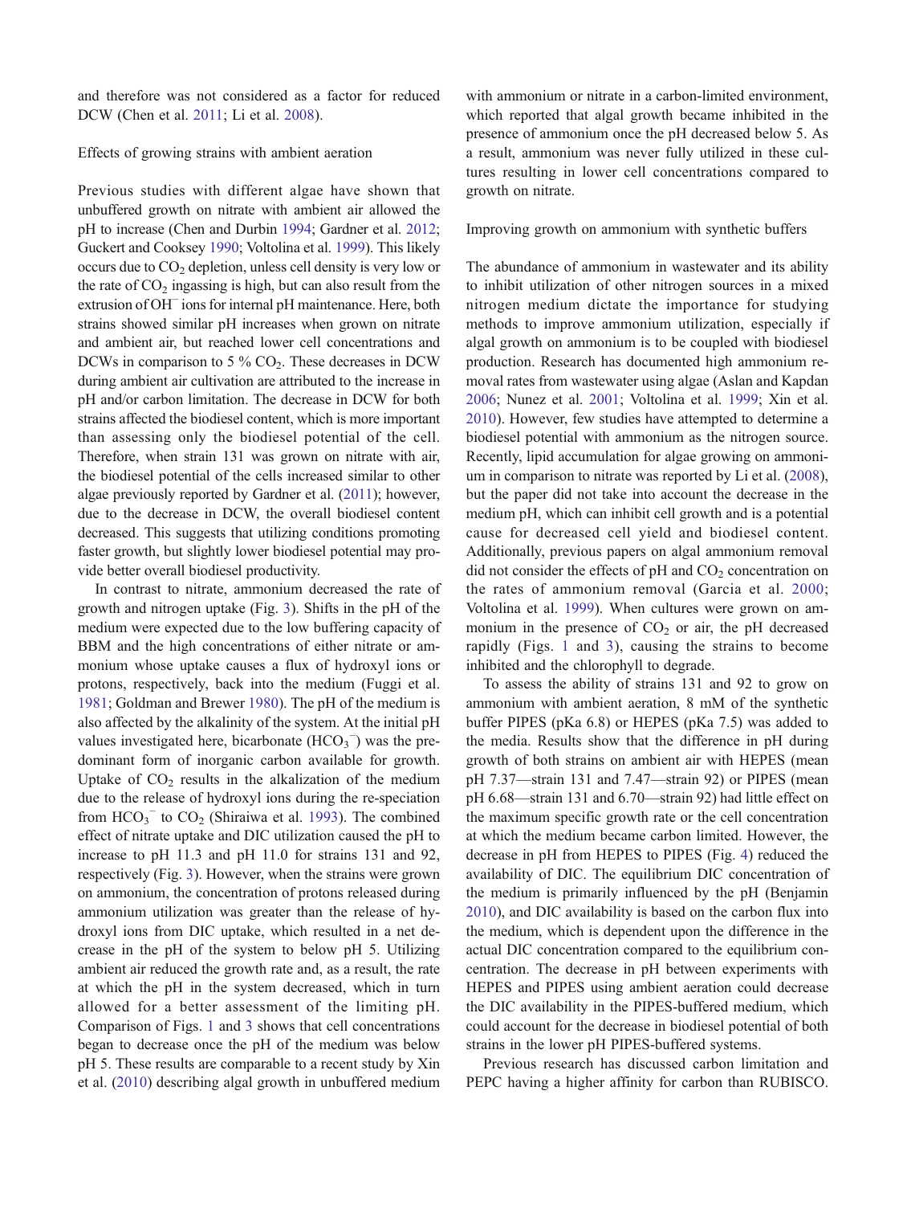and therefore was not considered as a factor for reduced DCW (Chen et al. 2011; Li et al. 2008).

### Effects of growing strains with ambient aeration

Previous studies with different algae have shown that unbuffered growth on nitrate with ambient air allowed the pH to increase (Chen and Durbin 1994; Gardner et al. 2012; Guckert and Cooksey 1990; Voltolina et al. 1999). This likely occurs due to $CO_2$ depletion, unless cell density is very low or the rate of $CO_2$ ingassing is high, but can also result from the extrusion of $OH^-$ ions for internal pH maintenance. Here, both strains showed similar pH increases when grown on nitrate and ambient air, but reached lower cell concentrations and DCWs in comparison to 5 % $CO_2$. These decreases in DCW during ambient air cultivation are attributed to the increase in pH and/or carbon limitation. The decrease in DCW for both strains affected the biodiesel content, which is more important than assessing only the biodiesel potential of the cell. Therefore, when strain 131 was grown on nitrate with air, the biodiesel potential of the cells increased similar to other algae previously reported by Gardner et al. (2011); however, due to the decrease in DCW, the overall biodiesel content decreased. This suggests that utilizing conditions promoting faster growth, but slightly lower biodiesel potential may provide better overall biodiesel productivity.

In contrast to nitrate, ammonium decreased the rate of growth and nitrogen uptake (Fig. 3). Shifts in the pH of the medium were expected due to the low buffering capacity of BBM and the high concentrations of either nitrate or ammonium whose uptake causes a flux of hydroxyl ions or protons, respectively, back into the medium (Fuggi et al. 1981; Goldman and Brewer 1980). The pH of the medium is also affected by the alkalinity of the system. At the initial pH values investigated here, bicarbonate ($HCO_3^-$) was the predominant form of inorganic carbon available for growth. Uptake of $CO_2$ results in the alkalization of the medium due to the release of hydroxyl ions during the re-speciation from $HCO_3^-$ to $CO_2$ (Shiraiwa et al. 1993). The combined effect of nitrate uptake and DIC utilization caused the pH to increase to pH 11.3 and pH 11.0 for strains 131 and 92, respectively (Fig. 3). However, when the strains were grown on ammonium, the concentration of protons released during ammonium utilization was greater than the release of hydroxyl ions from DIC uptake, which resulted in a net decrease in the pH of the system to below pH 5. Utilizing ambient air reduced the growth rate and, as a result, the rate at which the pH in the system decreased, which in turn allowed for a better assessment of the limiting pH. Comparison of Figs. 1 and 3 shows that cell concentrations began to decrease once the pH of the medium was below pH 5. These results are comparable to a recent study by Xin et al. (2010) describing algal growth in unbuffered medium with ammonium or nitrate in a carbon-limited environment, which reported that algal growth became inhibited in the presence of ammonium once the pH decreased below 5. As a result, ammonium was never fully utilized in these cultures resulting in lower cell concentrations compared to growth on nitrate.

### Improving growth on ammonium with synthetic buffers

The abundance of ammonium in wastewater and its ability to inhibit utilization of other nitrogen sources in a mixed nitrogen medium dictate the importance for studying methods to improve ammonium utilization, especially if algal growth on ammonium is to be coupled with biodiesel production. Research has documented high ammonium removal rates from wastewater using algae (Aslan and Kapdan 2006; Nunez et al. 2001; Voltolina et al. 1999; Xin et al. 2010). However, few studies have attempted to determine a biodiesel potential with ammonium as the nitrogen source. Recently, lipid accumulation for algae growing on ammonium in comparison to nitrate was reported by Li et al. (2008), but the paper did not take into account the decrease in the medium pH, which can inhibit cell growth and is a potential cause for decreased cell yield and biodiesel content. Additionally, previous papers on algal ammonium removal did not consider the effects of pH and $CO_2$ concentration on the rates of ammonium removal (Garcia et al. 2000; Voltolina et al. 1999). When cultures were grown on ammonium in the presence of $CO_2$ or air, the pH decreased rapidly (Figs. 1 and 3), causing the strains to become inhibited and the chlorophyll to degrade.

To assess the ability of strains 131 and 92 to grow on ammonium with ambient aeration, 8 mM of the synthetic buffer PIPES (pKa 6.8) or HEPES (pKa 7.5) was added to the media. Results show that the difference in pH during growth of both strains on ambient air with HEPES (mean pH 7.37—strain 131 and 7.47—strain 92) or PIPES (mean pH 6.68—strain 131 and 6.70—strain 92) had little effect on the maximum specific growth rate or the cell concentration at which the medium became carbon limited. However, the decrease in pH from HEPES to PIPES (Fig. 4) reduced the availability of DIC. The equilibrium DIC concentration of the medium is primarily influenced by the pH (Benjamin 2010), and DIC availability is based on the carbon flux into the medium, which is dependent upon the difference in the actual DIC concentration compared to the equilibrium concentration. The decrease in pH between experiments with HEPES and PIPES using ambient aeration could decrease the DIC availability in the PIPES-buffered medium, which could account for the decrease in biodiesel potential of both strains in the lower pH PIPES-buffered systems.

Previous research has discussed carbon limitation and PEPC having a higher affinity for carbon than RUBISCO.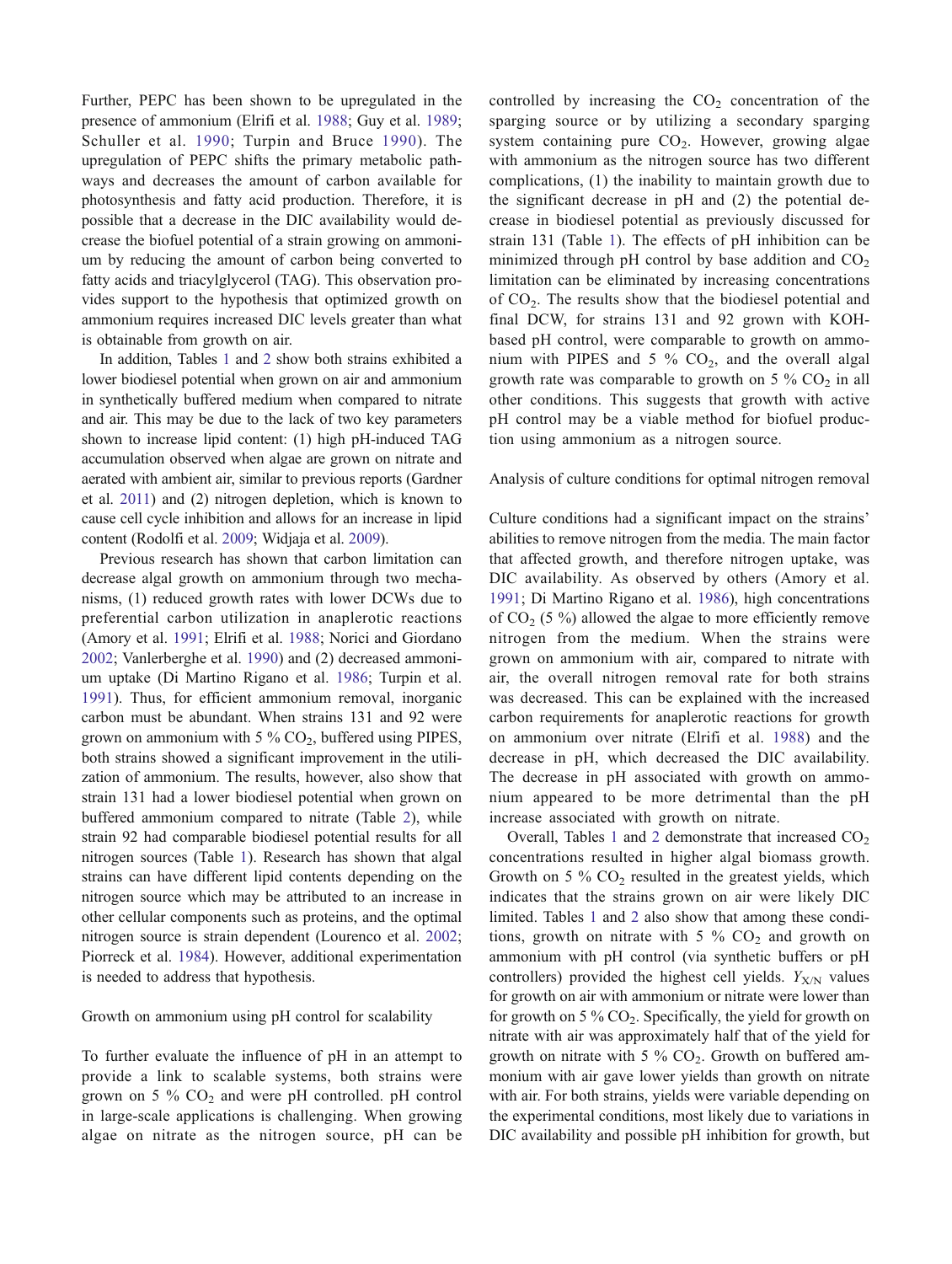Further, PEPC has been shown to be upregulated in the presence of ammonium (Elrifi et al. 1988; Guy et al. 1989; Schuller et al. 1990; Turpin and Bruce 1990). The upregulation of PEPC shifts the primary metabolic pathways and decreases the amount of carbon available for photosynthesis and fatty acid production. Therefore, it is possible that a decrease in the DIC availability would decrease the biofuel potential of a strain growing on ammonium by reducing the amount of carbon being converted to fatty acids and triacylglycerol (TAG). This observation provides support to the hypothesis that optimized growth on ammonium requires increased DIC levels greater than what is obtainable from growth on air.

In addition, Tables 1 and 2 show both strains exhibited a lower biodiesel potential when grown on air and ammonium in synthetically buffered medium when compared to nitrate and air. This may be due to the lack of two key parameters shown to increase lipid content: (1) high pH-induced TAG accumulation observed when algae are grown on nitrate and aerated with ambient air, similar to previous reports (Gardner et al. 2011) and (2) nitrogen depletion, which is known to cause cell cycle inhibition and allows for an increase in lipid content (Rodolfi et al. 2009; Widjaja et al. 2009).

Previous research has shown that carbon limitation can decrease algal growth on ammonium through two mechanisms, (1) reduced growth rates with lower DCWs due to preferential carbon utilization in anaplerotic reactions (Amory et al. 1991; Elrifi et al. 1988; Norici and Giordano 2002; Vanlerberghe et al. 1990) and (2) decreased ammonium uptake (Di Martino Rigano et al. 1986; Turpin et al. 1991). Thus, for efficient ammonium removal, inorganic carbon must be abundant. When strains 131 and 92 were grown on ammonium with 5 % $CO_2$, buffered using PIPES, both strains showed a significant improvement in the utilization of ammonium. The results, however, also show that strain 131 had a lower biodiesel potential when grown on buffered ammonium compared to nitrate (Table 2), while strain 92 had comparable biodiesel potential results for all nitrogen sources (Table 1). Research has shown that algal strains can have different lipid contents depending on the nitrogen source which may be attributed to an increase in other cellular components such as proteins, and the optimal nitrogen source is strain dependent (Lourenco et al. 2002; Piorreck et al. 1984). However, additional experimentation is needed to address that hypothesis.

### Growth on ammonium using pH control for scalability

To further evaluate the influence of pH in an attempt to provide a link to scalable systems, both strains were grown on 5 % $CO_2$ and were pH controlled. pH control in large-scale applications is challenging. When growing algae on nitrate as the nitrogen source, pH can be controlled by increasing the $CO_2$ concentration of the sparging source or by utilizing a secondary sparging system containing pure $CO_2$. However, growing algae with ammonium as the nitrogen source has two different complications, (1) the inability to maintain growth due to the significant decrease in pH and (2) the potential decrease in biodiesel potential as previously discussed for strain 131 (Table 1). The effects of pH inhibition can be minimized through pH control by base addition and $CO_2$ limitation can be eliminated by increasing concentrations of $CO_2$. The results show that the biodiesel potential and final DCW, for strains 131 and 92 grown with KOH-based pH control, were comparable to growth on ammonium with PIPES and 5 % $CO_2$, and the overall algal growth rate was comparable to growth on 5 % $CO_2$ in all other conditions. This suggests that growth with active pH control may be a viable method for biofuel production using ammonium as a nitrogen source.

### Analysis of culture conditions for optimal nitrogen removal

Culture conditions had a significant impact on the strains' abilities to remove nitrogen from the media. The main factor that affected growth, and therefore nitrogen uptake, was DIC availability. As observed by others (Amory et al. 1991; Di Martino Rigano et al. 1986), high concentrations of $CO_2$ (5 %) allowed the algae to more efficiently remove nitrogen from the medium. When the strains were grown on ammonium with air, compared to nitrate with air, the overall nitrogen removal rate for both strains was decreased. This can be explained with the increased carbon requirements for anaplerotic reactions for growth on ammonium over nitrate (Elrifi et al. 1988) and the decrease in pH, which decreased the DIC availability. The decrease in pH associated with growth on ammonium appeared to be more detrimental than the pH increase associated with growth on nitrate.

Overall, Tables 1 and 2 demonstrate that increased $CO_2$ concentrations resulted in higher algal biomass growth. Growth on 5 % $CO_2$ resulted in the greatest yields, which indicates that the strains grown on air were likely DIC limited. Tables 1 and 2 also show that among these conditions, growth on nitrate with 5 % $CO_2$ and growth on ammonium with pH control (via synthetic buffers or pH controllers) provided the highest cell yields. $Y_{X/N}$ values for growth on air with ammonium or nitrate were lower than for growth on 5 % $CO_2$. Specifically, the yield for growth on nitrate with air was approximately half that of the yield for growth on nitrate with 5 % $CO_2$. Growth on buffered ammonium with air gave lower yields than growth on nitrate with air. For both strains, yields were variable depending on the experimental conditions, most likely due to variations in DIC availability and possible pH inhibition for growth, but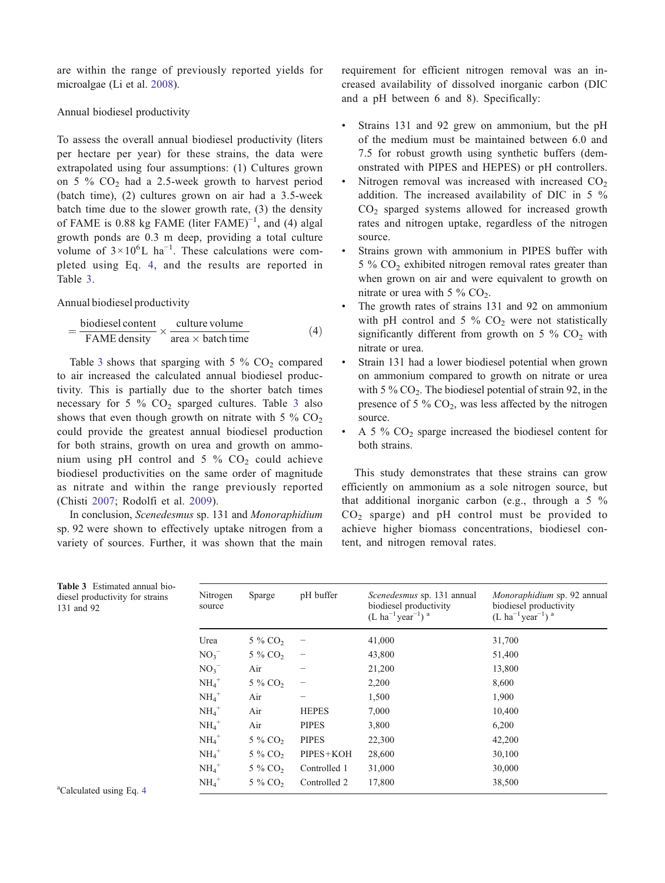are within the range of previously reported yields for microalgae (Li et al. 2008).

### Annual biodiesel productivity

To assess the overall annual biodiesel productivity (liters per hectare per year) for these strains, the data were extrapolated using four assumptions: (1) Cultures grown on 5 % $CO_2$ had a 2.5-week growth to harvest period (batch time), (2) cultures grown on air had a 3.5-week batch time due to the slower growth rate, (3) the density of FAME is 0.88 kg FAME (liter FAME)$^{-1}$, and (4) algal growth ponds are 0.3 m deep, providing a total culture volume of $3\times10^6$L ha$^{-1}$. These calculations were completed using Eq. 4, and the results are reported in Table 3.

$$\text{Annual biodiesel productivity} = \frac{\text{biodiesel content}}{\text{FAME density}} \times \frac{\text{culture volume}}{\text{area} \times \text{batch time}} \quad (4)$$

Table 3 shows that sparging with 5 % $CO_2$ compared to air increased the calculated annual biodiesel productivity. This is partially due to the shorter batch times necessary for 5 % $CO_2$ sparged cultures. Table 3 also shows that even though growth on nitrate with 5 % $CO_2$ could provide the greatest annual biodiesel production for both strains, growth on urea and growth on ammonium using pH control and 5 % $CO_2$ could achieve biodiesel productivities on the same order of magnitude as nitrate and within the range previously reported (Chisti 2007; Rodolfi et al. 2009).

In conclusion, *Scenedesmus* sp. 131 and *Monoraphidium* sp. 92 were shown to effectively uptake nitrogen from a variety of sources. Further, it was shown that the main requirement for efficient nitrogen removal was an increased availability of dissolved inorganic carbon (DIC and a pH between 6 and 8). Specifically:

- Strains 131 and 92 grew on ammonium, but the pH of the medium must be maintained between 6.0 and 7.5 for robust growth using synthetic buffers (demonstrated with PIPES and HEPES) or pH controllers.
- Nitrogen removal was increased with increased $CO_2$ addition. The increased availability of DIC in 5 % $CO_2$ sparged systems allowed for increased growth rates and nitrogen uptake, regardless of the nitrogen source.
- Strains grown with ammonium in PIPES buffer with 5 % $CO_2$ exhibited nitrogen removal rates greater than when grown on air and were equivalent to growth on nitrate or urea with 5 % $CO_2$.
- The growth rates of strains 131 and 92 on ammonium with pH control and 5 % $CO_2$ were not statistically significantly different from growth on 5 % $CO_2$ with nitrate or urea.
- Strain 131 had a lower biodiesel potential when grown on ammonium compared to growth on nitrate or urea with 5 % $CO_2$. The biodiesel potential of strain 92, in the presence of 5 % $CO_2$, was less affected by the nitrogen source.
- A 5 % $CO_2$ sparge increased the biodiesel content for both strains.

This study demonstrates that these strains can grow efficiently on ammonium as a sole nitrogen source, but that additional inorganic carbon (e.g., through a 5 % $CO_2$ sparge) and pH control must be provided to achieve higher biomass concentrations, biodiesel content, and nitrogen removal rates.

**Table 3** Estimated annual biodiesel productivity for strains 131 and 92

| Nitrogen source | Sparge | pH buffer | *Scenedesmus* sp. 131 annual biodiesel productivity (L ha$^{-1}$year$^{-1}$) [a] | *Monoraphidium* sp. 92 annual biodiesel productivity (L ha$^{-1}$year$^{-1}$) [a] |
|---|---|---|---|---|
| Urea | 5 % $CO_2$ | – | 41,000 | 31,700 |
| $NO_3^-$ | 5 % $CO_2$ | – | 43,800 | 51,400 |
| $NO_3^-$ | Air | – | 21,200 | 13,800 |
| $NH_4^+$ | 5 % $CO_2$ | – | 2,200 | 8,600 |
| $NH_4^+$ | Air | – | 1,500 | 1,900 |
| $NH_4^+$ | Air | HEPES | 7,000 | 10,400 |
| $NH_4^+$ | Air | PIPES | 3,800 | 6,200 |
| $NH_4^+$ | 5 % $CO_2$ | PIPES | 22,300 | 42,200 |
| $NH_4^+$ | 5 % $CO_2$ | PIPES+KOH | 28,600 | 30,100 |
| $NH_4^+$ | 5 % $CO_2$ | Controlled 1 | 31,000 | 30,000 |
| $NH_4^+$ | 5 % $CO_2$ | Controlled 2 | 17,800 | 38,500 |

[a] Calculated using Eq. 4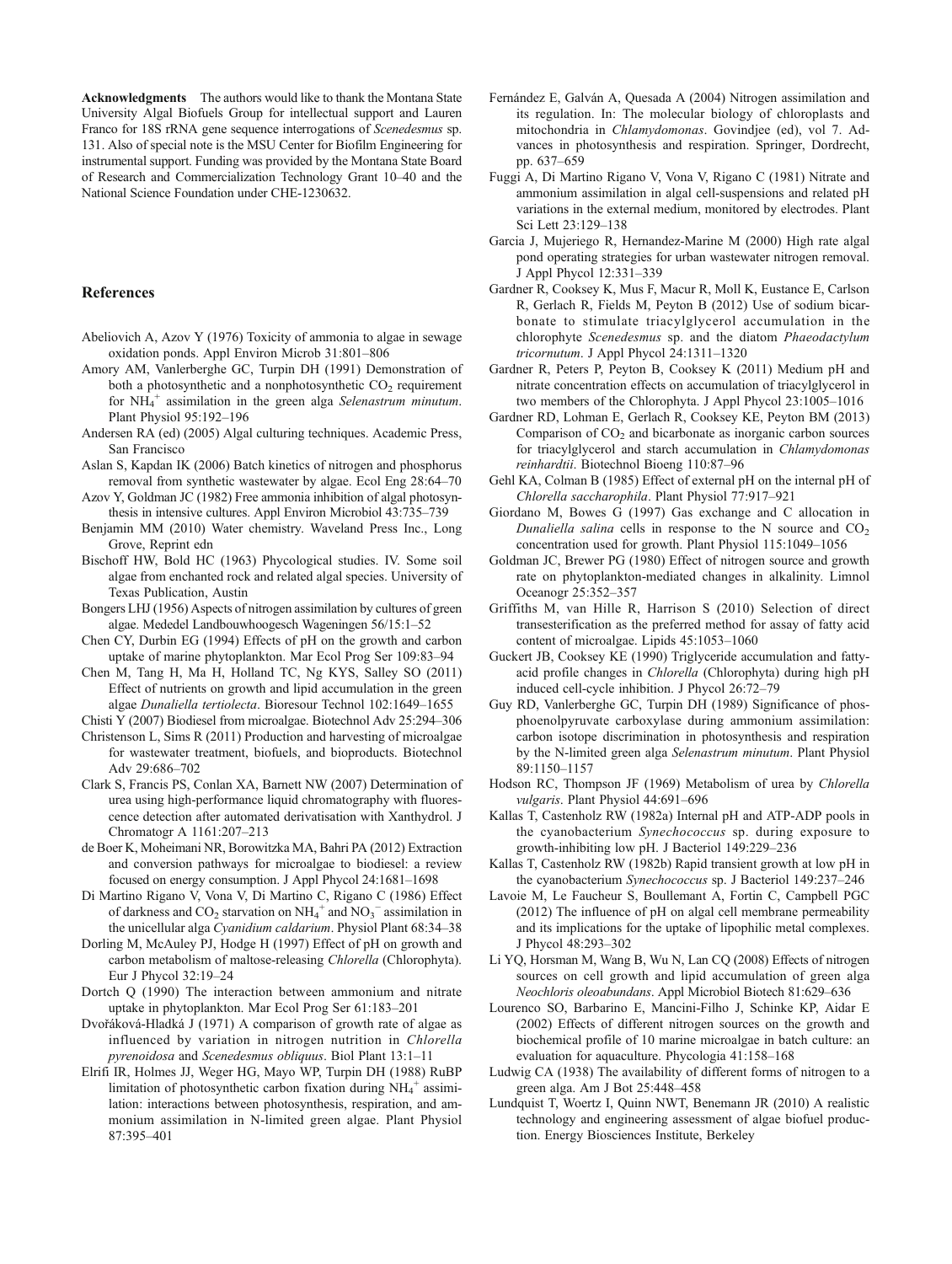**Acknowledgments** The authors would like to thank the Montana State University Algal Biofuels Group for intellectual support and Lauren Franco for 18S rRNA gene sequence interrogations of *Scenedesmus* sp. 131. Also of special note is the MSU Center for Biofilm Engineering for instrumental support. Funding was provided by the Montana State Board of Research and Commercialization Technology Grant 10–40 and the National Science Foundation under CHE-1230632.

## References

Abeliovich A, Azov Y (1976) Toxicity of ammonia to algae in sewage oxidation ponds. Appl Environ Microb 31:801–806

Amory AM, Vanlerberghe GC, Turpin DH (1991) Demonstration of both a photosynthetic and a nonphotosynthetic $CO_2$ requirement for $NH_4^+$ assimilation in the green alga *Selenastrum minutum*. Plant Physiol 95:192–196

Andersen RA (ed) (2005) Algal culturing techniques. Academic Press, San Francisco

Aslan S, Kapdan IK (2006) Batch kinetics of nitrogen and phosphorus removal from synthetic wastewater by algae. Ecol Eng 28:64–70

Azov Y, Goldman JC (1982) Free ammonia inhibition of algal photosynthesis in intensive cultures. Appl Environ Microbiol 43:735–739

Benjamin MM (2010) Water chemistry. Waveland Press Inc., Long Grove, Reprint edn

Bischoff HW, Bold HC (1963) Phycological studies. IV. Some soil algae from enchanted rock and related algal species. University of Texas Publication, Austin

Bongers LHJ (1956) Aspects of nitrogen assimilation by cultures of green algae. Mededel Landbouwhoogesch Wageningen 56/15:1–52

Chen CY, Durbin EG (1994) Effects of pH on the growth and carbon uptake of marine phytoplankton. Mar Ecol Prog Ser 109:83–94

Chen M, Tang H, Ma H, Holland TC, Ng KYS, Salley SO (2011) Effect of nutrients on growth and lipid accumulation in the green algae *Dunaliella tertiolecta*. Bioresour Technol 102:1649–1655

Chisti Y (2007) Biodiesel from microalgae. Biotechnol Adv 25:294–306

Christenson L, Sims R (2011) Production and harvesting of microalgae for wastewater treatment, biofuels, and bioproducts. Biotechnol Adv 29:686–702

Clark S, Francis PS, Conlan XA, Barnett NW (2007) Determination of urea using high-performance liquid chromatography with fluorescence detection after automated derivatisation with Xanthydrol. J Chromatogr A 1161:207–213

de Boer K, Moheimani NR, Borowitzka MA, Bahri PA (2012) Extraction and conversion pathways for microalgae to biodiesel: a review focused on energy consumption. J Appl Phycol 24:1681–1698

Di Martino Rigano V, Vona V, Di Martino C, Rigano C (1986) Effect of darkness and $CO_2$ starvation on $NH_4^+$ and $NO_3^-$ assimilation in the unicellular alga *Cyanidium caldarium*. Physiol Plant 68:34–38

Dorling M, McAuley PJ, Hodge H (1997) Effect of pH on growth and carbon metabolism of maltose-releasing *Chlorella* (Chlorophyta). Eur J Phycol 32:19–24

Dortch Q (1990) The interaction between ammonium and nitrate uptake in phytoplankton. Mar Ecol Prog Ser 61:183–201

Dvořáková-Hladká J (1971) A comparison of growth rate of algae as influenced by variation in nitrogen nutrition in *Chlorella pyrenoidosa* and *Scenedesmus obliquus*. Biol Plant 13:1–11

Elrifi IR, Holmes JJ, Weger HG, Mayo WP, Turpin DH (1988) RuBP limitation of photosynthetic carbon fixation during $NH_4^+$ assimilation: interactions between photosynthesis, respiration, and ammonium assimilation in N-limited green algae. Plant Physiol 87:395–401

Fernández E, Galván A, Quesada A (2004) Nitrogen assimilation and its regulation. In: The molecular biology of chloroplasts and mitochondria in *Chlamydomonas*. Govindjee (ed), vol 7. Advances in photosynthesis and respiration. Springer, Dordrecht, pp. 637–659

Fuggi A, Di Martino Rigano V, Vona V, Rigano C (1981) Nitrate and ammonium assimilation in algal cell-suspensions and related pH variations in the external medium, monitored by electrodes. Plant Sci Lett 23:129–138

Garcia J, Mujeriego R, Hernandez-Marine M (2000) High rate algal pond operating strategies for urban wastewater nitrogen removal. J Appl Phycol 12:331–339

Gardner R, Cooksey K, Mus F, Macur R, Moll K, Eustance E, Carlson R, Gerlach R, Fields M, Peyton B (2012) Use of sodium bicarbonate to stimulate triacylglycerol accumulation in the chlorophyte *Scenedesmus* sp. and the diatom *Phaeodactylum tricornutum*. J Appl Phycol 24:1311–1320

Gardner R, Peters P, Peyton B, Cooksey K (2011) Medium pH and nitrate concentration effects on accumulation of triacylglycerol in two members of the Chlorophyta. J Appl Phycol 23:1005–1016

Gardner RD, Lohman E, Gerlach R, Cooksey KE, Peyton BM (2013) Comparison of $CO_2$ and bicarbonate as inorganic carbon sources for triacylglycerol and starch accumulation in *Chlamydomonas reinhardtii*. Biotechnol Bioeng 110:87–96

Gehl KA, Colman B (1985) Effect of external pH on the internal pH of *Chlorella saccharophila*. Plant Physiol 77:917–921

Giordano M, Bowes G (1997) Gas exchange and C allocation in *Dunaliella salina* cells in response to the N source and $CO_2$ concentration used for growth. Plant Physiol 115:1049–1056

Goldman JC, Brewer PG (1980) Effect of nitrogen source and growth rate on phytoplankton-mediated changes in alkalinity. Limnol Oceanogr 25:352–357

Griffiths M, van Hille R, Harrison S (2010) Selection of direct transesterification as the preferred method for assay of fatty acid content of microalgae. Lipids 45:1053–1060

Guckert JB, Cooksey KE (1990) Triglyceride accumulation and fatty-acid profile changes in *Chlorella* (Chlorophyta) during high pH induced cell-cycle inhibition. J Phycol 26:72–79

Guy RD, Vanlerberghe GC, Turpin DH (1989) Significance of phosphoenolpyruvate carboxylase during ammonium assimilation: carbon isotope discrimination in photosynthesis and respiration by the N-limited green alga *Selenastrum minutum*. Plant Physiol 89:1150–1157

Hodson RC, Thompson JF (1969) Metabolism of urea by *Chlorella vulgaris*. Plant Physiol 44:691–696

Kallas T, Castenholz RW (1982a) Internal pH and ATP-ADP pools in the cyanobacterium *Synechococcus* sp. during exposure to growth-inhibiting low pH. J Bacteriol 149:229–236

Kallas T, Castenholz RW (1982b) Rapid transient growth at low pH in the cyanobacterium *Synechococcus* sp. J Bacteriol 149:237–246

Lavoie M, Le Faucheur S, Boullemant A, Fortin C, Campbell PGC (2012) The influence of pH on algal cell membrane permeability and its implications for the uptake of lipophilic metal complexes. J Phycol 48:293–302

Li YQ, Horsman M, Wang B, Wu N, Lan CQ (2008) Effects of nitrogen sources on cell growth and lipid accumulation of green alga *Neochloris oleoabundans*. Appl Microbiol Biotech 81:629–636

Lourenco SO, Barbarino E, Mancini-Filho J, Schinke KP, Aidar E (2002) Effects of different nitrogen sources on the growth and biochemical profile of 10 marine microalgae in batch culture: an evaluation for aquaculture. Phycologia 41:158–168

Ludwig CA (1938) The availability of different forms of nitrogen to a green alga. Am J Bot 25:448–458

Lundquist T, Woertz I, Quinn NWT, Benemann JR (2010) A realistic technology and engineering assessment of algae biofuel production. Energy Biosciences Institute, Berkeley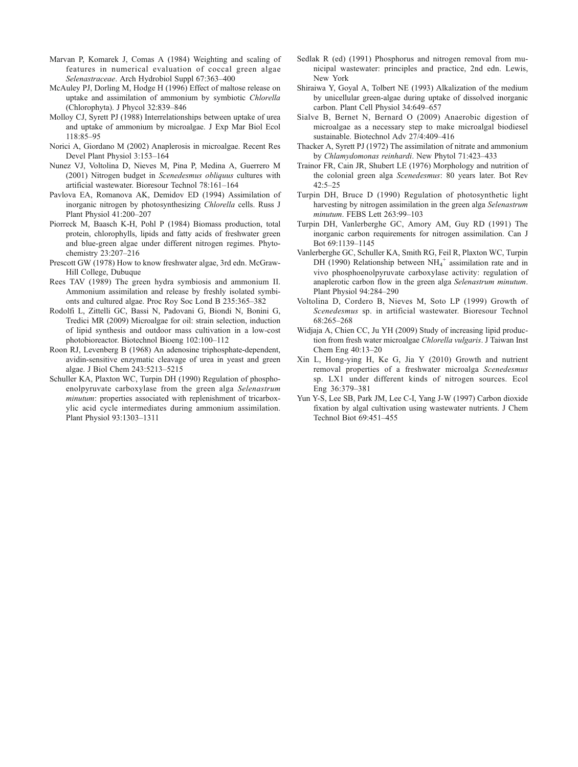Marvan P, Komarek J, Comas A (1984) Weighting and scaling of features in numerical evaluation of coccal green algae *Selenastraceae*. Arch Hydrobiol Suppl 67:363–400

McAuley PJ, Dorling M, Hodge H (1996) Effect of maltose release on uptake and assimilation of ammonium by symbiotic *Chlorella* (Chlorophyta). J Phycol 32:839–846

Molloy CJ, Syrett PJ (1988) Interrelationships between uptake of urea and uptake of ammonium by microalgae. J Exp Mar Biol Ecol 118:85–95

Norici A, Giordano M (2002) Anaplerosis in microalgae. Recent Res Devel Plant Physiol 3:153–164

Nunez VJ, Voltolina D, Nieves M, Pina P, Medina A, Guerrero M (2001) Nitrogen budget in *Scenedesmus obliquus* cultures with artificial wastewater. Bioresour Technol 78:161–164

Pavlova EA, Romanova AK, Demidov ED (1994) Assimilation of inorganic nitrogen by photosynthesizing *Chlorella* cells. Russ J Plant Physiol 41:200–207

Piorreck M, Baasch K-H, Pohl P (1984) Biomass production, total protein, chlorophylls, lipids and fatty acids of freshwater green and blue-green algae under different nitrogen regimes. Phytochemistry 23:207–216

Prescott GW (1978) How to know freshwater algae, 3rd edn. McGraw-Hill College, Dubuque

Rees TAV (1989) The green hydra symbiosis and ammonium II. Ammonium assimilation and release by freshly isolated symbionts and cultured algae. Proc Roy Soc Lond B 235:365–382

Rodolfi L, Zittelli GC, Bassi N, Padovani G, Biondi N, Bonini G, Tredici MR (2009) Microalgae for oil: strain selection, induction of lipid synthesis and outdoor mass cultivation in a low-cost photobioreactor. Biotechnol Bioeng 102:100–112

Roon RJ, Levenberg B (1968) An adenosine triphosphate-dependent, avidin-sensitive enzymatic cleavage of urea in yeast and green algae. J Biol Chem 243:5213–5215

Schuller KA, Plaxton WC, Turpin DH (1990) Regulation of phosphoenolpyruvate carboxylase from the green alga *Selenastrum minutum*: properties associated with replenishment of tricarboxylic acid cycle intermediates during ammonium assimilation. Plant Physiol 93:1303–1311

Sedlak R (ed) (1991) Phosphorus and nitrogen removal from municipal wastewater: principles and practice, 2nd edn. Lewis, New York

Shiraiwa Y, Goyal A, Tolbert NE (1993) Alkalization of the medium by unicellular green-algae during uptake of dissolved inorganic carbon. Plant Cell Physiol 34:649–657

Sialve B, Bernet N, Bernard O (2009) Anaerobic digestion of microalgae as a necessary step to make microalgal biodiesel sustainable. Biotechnol Adv 27/4:409–416

Thacker A, Syrett PJ (1972) The assimilation of nitrate and ammonium by *Chlamydomonas reinhardi*. New Phytol 71:423–433

Trainor FR, Cain JR, Shubert LE (1976) Morphology and nutrition of the colonial green alga *Scenedesmus*: 80 years later. Bot Rev 42:5–25

Turpin DH, Bruce D (1990) Regulation of photosynthetic light harvesting by nitrogen assimilation in the green alga *Selenastrum minutum*. FEBS Lett 263:99–103

Turpin DH, Vanlerberghe GC, Amory AM, Guy RD (1991) The inorganic carbon requirements for nitrogen assimilation. Can J Bot 69:1139–1145

Vanlerberghe GC, Schuller KA, Smith RG, Feil R, Plaxton WC, Turpin DH (1990) Relationship between $NH_4^+$ assimilation rate and in vivo phosphoenolpyruvate carboxylase activity: regulation of anaplerotic carbon flow in the green alga *Selenastrum minutum*. Plant Physiol 94:284–290

Voltolina D, Cordero B, Nieves M, Soto LP (1999) Growth of *Scenedesmus* sp. in artificial wastewater. Bioresour Technol 68:265–268

Widjaja A, Chien CC, Ju YH (2009) Study of increasing lipid production from fresh water microalgae *Chlorella vulgaris*. J Taiwan Inst Chem Eng 40:13–20

Xin L, Hong-ying H, Ke G, Jia Y (2010) Growth and nutrient removal properties of a freshwater microalga *Scenedesmus* sp. LX1 under different kinds of nitrogen sources. Ecol Eng 36:379–381

Yun Y-S, Lee SB, Park JM, Lee C-I, Yang J-W (1997) Carbon dioxide fixation by algal cultivation using wastewater nutrients. J Chem Technol Biot 69:451–455